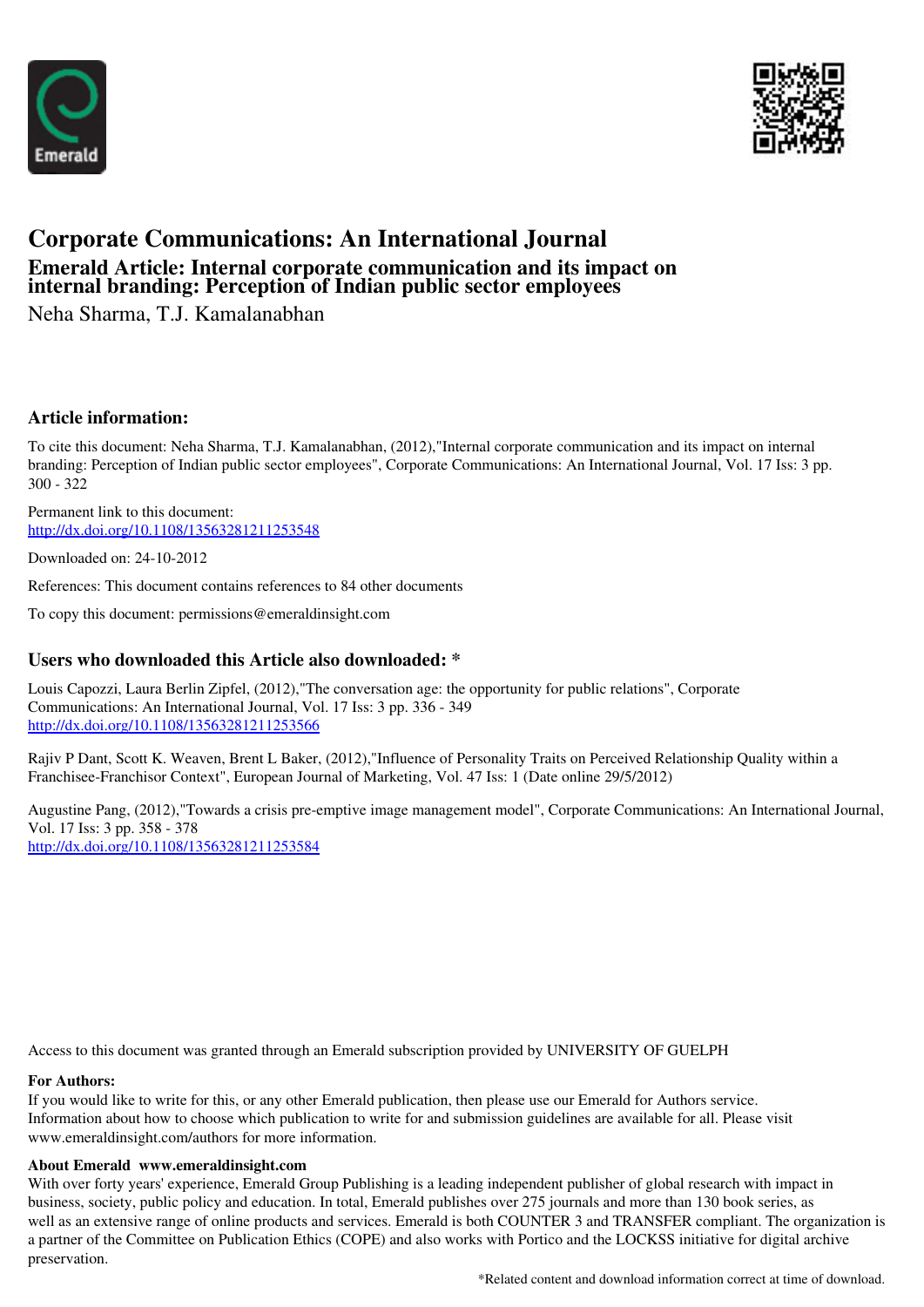# Corporate Communications: An International Journal

## Emerald Article: Internal corporate communication and its impact on internal branding: Perception of Indian public sector employees

Neha Sharma, T.J. Kamalanabhan

### Article information:

To cite this document: Neha Sharma, T.J. Kamalanabhan, (2012),"Internal corporate communication and its impact on internal branding: Perception of Indian public sector employees", Corporate Communications: An International Journal, Vol. 17 Iss: 3 pp. 300 - 322

Permanent link to this document:
http://dx.doi.org/10.1108/13563281211253548

Downloaded on: 24-10-2012

References: This document contains references to 84 other documents

To copy this document: permissions@emeraldinsight.com

### Users who downloaded this Article also downloaded: *

Louis Capozzi, Laura Berlin Zipfel, (2012),"The conversation age: the opportunity for public relations", Corporate Communications: An International Journal, Vol. 17 Iss: 3 pp. 336 - 349
http://dx.doi.org/10.1108/13563281211253566

Rajiv P Dant, Scott K. Weaven, Brent L Baker, (2012),"Influence of Personality Traits on Perceived Relationship Quality within a Franchisee-Franchisor Context", European Journal of Marketing, Vol. 47 Iss: 1 (Date online 29/5/2012)

Augustine Pang, (2012),"Towards a crisis pre-emptive image management model", Corporate Communications: An International Journal, Vol. 17 Iss: 3 pp. 358 - 378
http://dx.doi.org/10.1108/13563281211253584

Access to this document was granted through an Emerald subscription provided by UNIVERSITY OF GUELPH

**For Authors:**

If you would like to write for this, or any other Emerald publication, then please use our Emerald for Authors service. Information about how to choose which publication to write for and submission guidelines are available for all. Please visit www.emeraldinsight.com/authors for more information.

**About Emerald www.emeraldinsight.com**

With over forty years' experience, Emerald Group Publishing is a leading independent publisher of global research with impact in business, society, public policy and education. In total, Emerald publishes over 275 journals and more than 130 book series, as well as an extensive range of online products and services. Emerald is both COUNTER 3 and TRANSFER compliant. The organization is a partner of the Committee on Publication Ethics (COPE) and also works with Portico and the LOCKSS initiative for digital archive preservation.

*Related content and download information correct at time of download.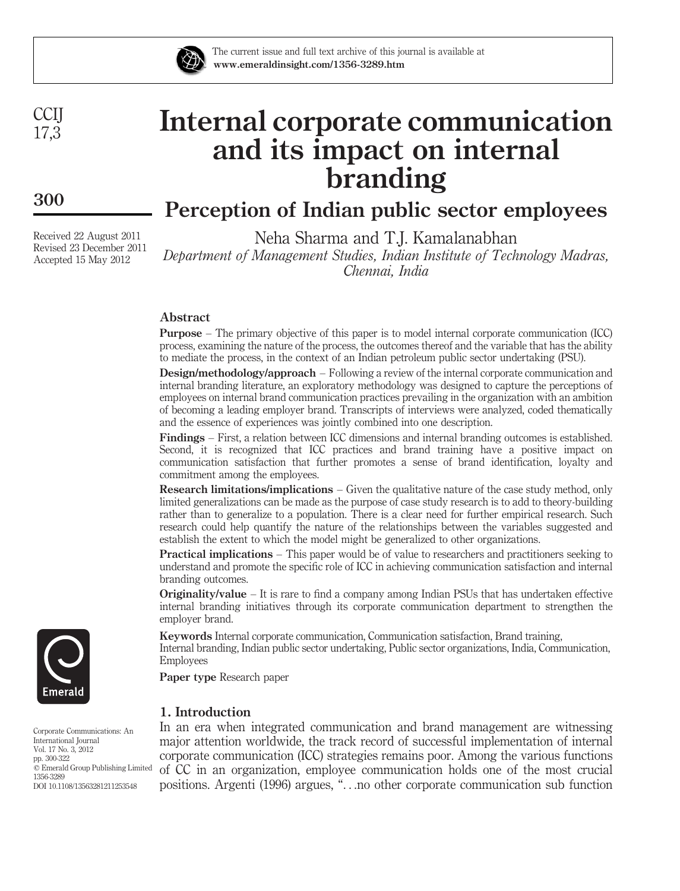# Internal corporate communication and its impact on internal branding

## Perception of Indian public sector employees

Neha Sharma and T.J. Kamalanabhan

*Department of Management Studies, Indian Institute of Technology Madras, Chennai, India*

Received 22 August 2011
Revised 23 December 2011
Accepted 15 May 2012

### Abstract

**Purpose** – The primary objective of this paper is to model internal corporate communication (ICC) process, examining the nature of the process, the outcomes thereof and the variable that has the ability to mediate the process, in the context of an Indian petroleum public sector undertaking (PSU).

**Design/methodology/approach** – Following a review of the internal corporate communication and internal branding literature, an exploratory methodology was designed to capture the perceptions of employees on internal brand communication practices prevailing in the organization with an ambition of becoming a leading employer brand. Transcripts of interviews were analyzed, coded thematically and the essence of experiences was jointly combined into one description.

**Findings** – First, a relation between ICC dimensions and internal branding outcomes is established. Second, it is recognized that ICC practices and brand training have a positive impact on communication satisfaction that further promotes a sense of brand identification, loyalty and commitment among the employees.

**Research limitations/implications** – Given the qualitative nature of the case study method, only limited generalizations can be made as the purpose of case study research is to add to theory-building rather than to generalize to a population. There is a clear need for further empirical research. Such research could help quantify the nature of the relationships between the variables suggested and establish the extent to which the model might be generalized to other organizations.

**Practical implications** – This paper would be of value to researchers and practitioners seeking to understand and promote the specific role of ICC in achieving communication satisfaction and internal branding outcomes.

**Originality/value** – It is rare to find a company among Indian PSUs that has undertaken effective internal branding initiatives through its corporate communication department to strengthen the employer brand.

**Keywords** Internal corporate communication, Communication satisfaction, Brand training, Internal branding, Indian public sector undertaking, Public sector organizations, India, Communication, Employees

**Paper type** Research paper

## 1. Introduction

In an era when integrated communication and brand management are witnessing major attention worldwide, the track record of successful implementation of internal corporate communication (ICC) strategies remains poor. Among the various functions of CC in an organization, employee communication holds one of the most crucial positions. Argenti (1996) argues, "…no other corporate communication sub function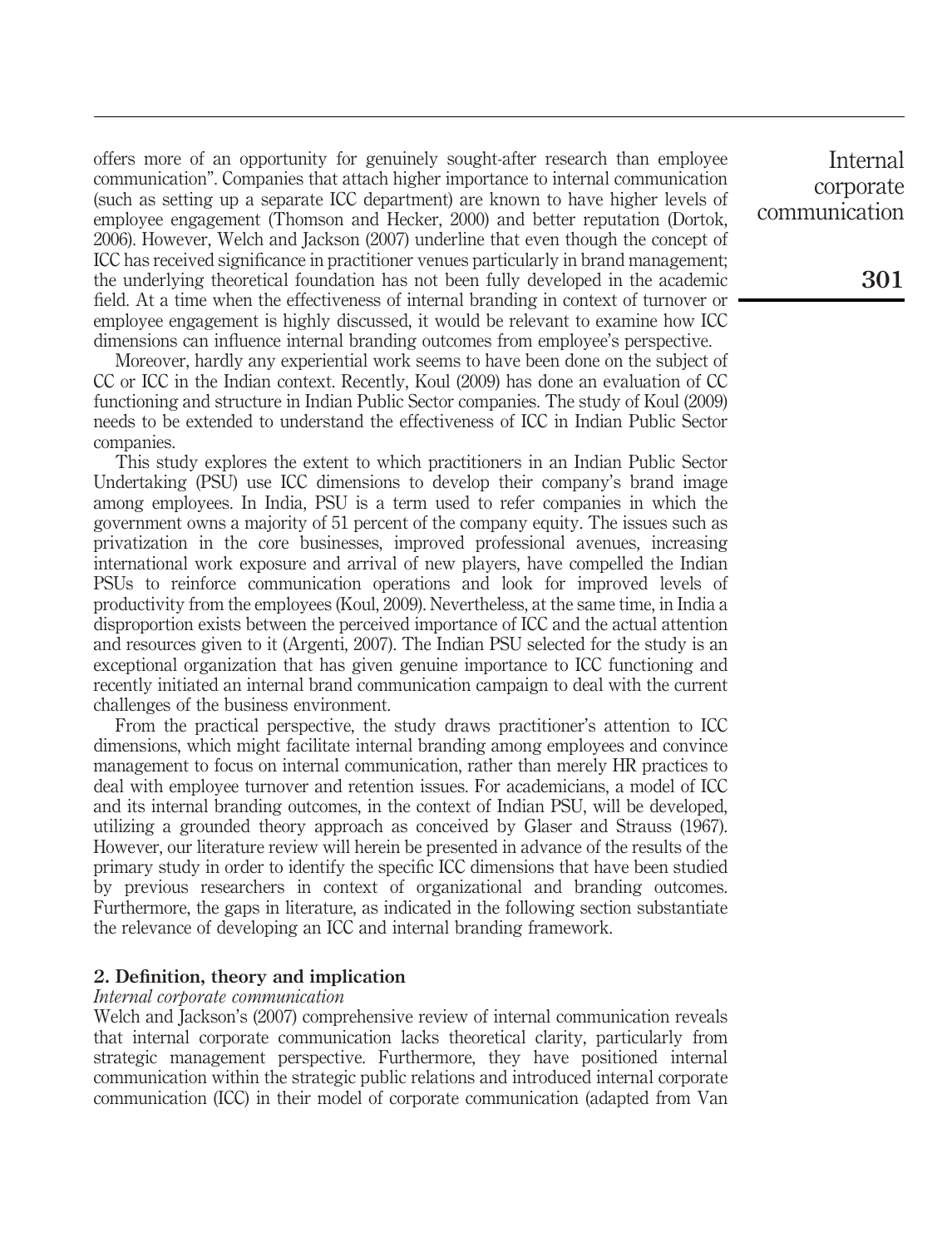offers more of an opportunity for genuinely sought-after research than employee communication". Companies that attach higher importance to internal communication (such as setting up a separate ICC department) are known to have higher levels of employee engagement (Thomson and Hecker, 2000) and better reputation (Dortok, 2006). However, Welch and Jackson (2007) underline that even though the concept of ICC has received significance in practitioner venues particularly in brand management; the underlying theoretical foundation has not been fully developed in the academic field. At a time when the effectiveness of internal branding in context of turnover or employee engagement is highly discussed, it would be relevant to examine how ICC dimensions can influence internal branding outcomes from employee's perspective.

Moreover, hardly any experiential work seems to have been done on the subject of CC or ICC in the Indian context. Recently, Koul (2009) has done an evaluation of CC functioning and structure in Indian Public Sector companies. The study of Koul (2009) needs to be extended to understand the effectiveness of ICC in Indian Public Sector companies.

This study explores the extent to which practitioners in an Indian Public Sector Undertaking (PSU) use ICC dimensions to develop their company's brand image among employees. In India, PSU is a term used to refer companies in which the government owns a majority of 51 percent of the company equity. The issues such as privatization in the core businesses, improved professional avenues, increasing international work exposure and arrival of new players, have compelled the Indian PSUs to reinforce communication operations and look for improved levels of productivity from the employees (Koul, 2009). Nevertheless, at the same time, in India a disproportion exists between the perceived importance of ICC and the actual attention and resources given to it (Argenti, 2007). The Indian PSU selected for the study is an exceptional organization that has given genuine importance to ICC functioning and recently initiated an internal brand communication campaign to deal with the current challenges of the business environment.

From the practical perspective, the study draws practitioner's attention to ICC dimensions, which might facilitate internal branding among employees and convince management to focus on internal communication, rather than merely HR practices to deal with employee turnover and retention issues. For academicians, a model of ICC and its internal branding outcomes, in the context of Indian PSU, will be developed, utilizing a grounded theory approach as conceived by Glaser and Strauss (1967). However, our literature review will herein be presented in advance of the results of the primary study in order to identify the specific ICC dimensions that have been studied by previous researchers in context of organizational and branding outcomes. Furthermore, the gaps in literature, as indicated in the following section substantiate the relevance of developing an ICC and internal branding framework.

## 2. Definition, theory and implication

### *Internal corporate communication*

Welch and Jackson's (2007) comprehensive review of internal communication reveals that internal corporate communication lacks theoretical clarity, particularly from strategic management perspective. Furthermore, they have positioned internal communication within the strategic public relations and introduced internal corporate communication (ICC) in their model of corporate communication (adapted from Van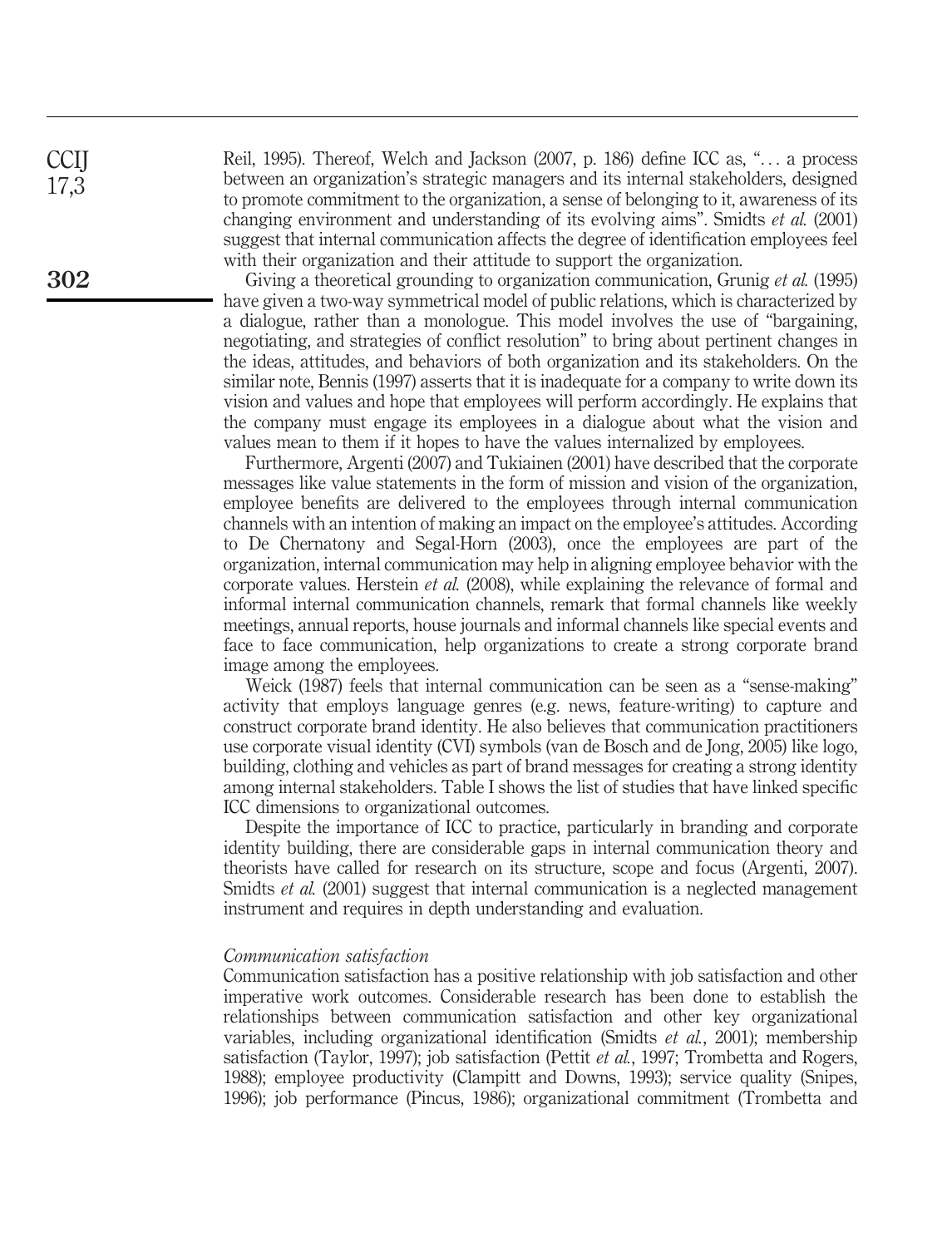Reil, 1995). Thereof, Welch and Jackson (2007, p. 186) define ICC as, "... a process between an organization's strategic managers and its internal stakeholders, designed to promote commitment to the organization, a sense of belonging to it, awareness of its changing environment and understanding of its evolving aims". Smidts *et al.* (2001) suggest that internal communication affects the degree of identification employees feel with their organization and their attitude to support the organization.

Giving a theoretical grounding to organization communication, Grunig *et al.* (1995) have given a two-way symmetrical model of public relations, which is characterized by a dialogue, rather than a monologue. This model involves the use of "bargaining, negotiating, and strategies of conflict resolution" to bring about pertinent changes in the ideas, attitudes, and behaviors of both organization and its stakeholders. On the similar note, Bennis (1997) asserts that it is inadequate for a company to write down its vision and values and hope that employees will perform accordingly. He explains that the company must engage its employees in a dialogue about what the vision and values mean to them if it hopes to have the values internalized by employees.

Furthermore, Argenti (2007) and Tukiainen (2001) have described that the corporate messages like value statements in the form of mission and vision of the organization, employee benefits are delivered to the employees through internal communication channels with an intention of making an impact on the employee's attitudes. According to De Chernatony and Segal-Horn (2003), once the employees are part of the organization, internal communication may help in aligning employee behavior with the corporate values. Herstein *et al.* (2008), while explaining the relevance of formal and informal internal communication channels, remark that formal channels like weekly meetings, annual reports, house journals and informal channels like special events and face to face communication, help organizations to create a strong corporate brand image among the employees.

Weick (1987) feels that internal communication can be seen as a "sense-making" activity that employs language genres (e.g. news, feature-writing) to capture and construct corporate brand identity. He also believes that communication practitioners use corporate visual identity (CVI) symbols (van de Bosch and de Jong, 2005) like logo, building, clothing and vehicles as part of brand messages for creating a strong identity among internal stakeholders. Table I shows the list of studies that have linked specific ICC dimensions to organizational outcomes.

Despite the importance of ICC to practice, particularly in branding and corporate identity building, there are considerable gaps in internal communication theory and theorists have called for research on its structure, scope and focus (Argenti, 2007). Smidts *et al.* (2001) suggest that internal communication is a neglected management instrument and requires in depth understanding and evaluation.

### *Communication satisfaction*

Communication satisfaction has a positive relationship with job satisfaction and other imperative work outcomes. Considerable research has been done to establish the relationships between communication satisfaction and other key organizational variables, including organizational identification (Smidts *et al.*, 2001); membership satisfaction (Taylor, 1997); job satisfaction (Pettit *et al.*, 1997; Trombetta and Rogers, 1988); employee productivity (Clampitt and Downs, 1993); service quality (Snipes, 1996); job performance (Pincus, 1986); organizational commitment (Trombetta and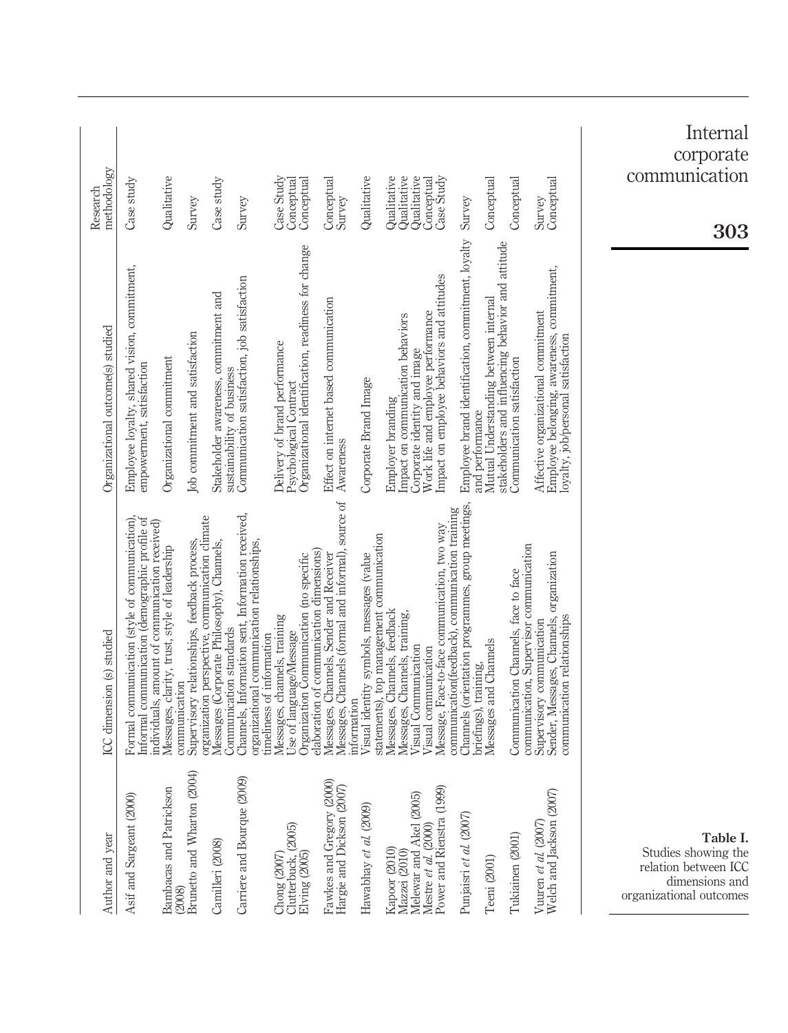**Table I.** Studies showing the relation between ICC dimensions and organizational outcomes

| Author and year | ICC dimension (s) studied | Organizational outcome(s) studied | Research methodology |
|---|---|---|---|
| Asif and Sargeant (2000) | Formal communication (style of communication), Informal communication (demographic profile of individuals, amount of communication received) | Employee loyalty, shared vision, commitment, empowerment, satisfaction | Case study |
| Bambacas and Patrickson (2008) | Messages, clarity, trust, style of leadership communication | Organizational commitment | Qualitative |
| Brunetto and Wharton (2004) | Supervisory relationships, feedback process, organization perspective, communication climate | Job commitment and satisfaction | Survey |
| Camilleri (2008) | Messages (Corporate Philosophy), Channels, Communication standards | Stakeholder awareness, commitment and sustainability of business | Case study |
| Carriere and Bourque (2009) | Channels, Information sent, Information received, organizational communication relationships, timeliness of information | Communication satisfaction, job satisfaction | Survey |
| Chong (2007) | Messages, channels, training | Delivery of brand performance | Case Study |
| Clutterbuck, (2005) | Use of language/Message | Psychological Contract | Conceptual |
| Elving (2005) | Organization Communication (no specific elaboration of communication dimensions) | Organizational identification, readiness for change | Conceptual |
| Fawkes and Gregory (2000) | Messages, Channels, Sender and Receiver | Effect on internet based communication | Conceptual |
| Hargie and Dickson (2007) | Messages, Channels (formal and informal), source of information | Awareness | Survey |
| Hawabhay *et al.* (2009) | Visual identity symbols, messages (value statements), top management communication | Corporate Brand Image | Qualitative |
| Kapoor (2010) | Messages, Channels, feedback | Employer branding | Qualitative |
| Mazzei (2010) | Messages, Channels, training, | Impact on communication behaviors | Qualitative |
| Melewar and Akel (2005) | Visual Communication | Corporate identity and image | Qualitative |
| Mestre *et al.* (2000) | Visual communication | Work life and employee performance | Conceptual |
| Power and Rienstra (1999) | Message, Face-to-face communication, two way communication(feedback), communication training | Impact on employee behaviors and attitudes | Case Study |
| Punjaisri *et al.* (2007) | Channels (orientation programmes, group meetings, briefings), training, | Employee brand identification, commitment, loyalty and performance | Survey |
| Teeni (2001) | Messages and Channels | Mutual Understanding between internal stakeholders and influencing behavior and attitude | Conceptual |
| Tukiainen (2001) | Communication Channels, face to face communication, Supervisor communication | Communication satisfaction | Conceptual |
| Vuuren *et al.* (2007) | Supervisory communication | Affective organizational commitment | Survey |
| Welch and Jackson (2007) | Sender, Messages, Channels, organization communication relationships | Employee belonging, awareness, commitment, loyalty, job/personal satisfaction | Conceptual |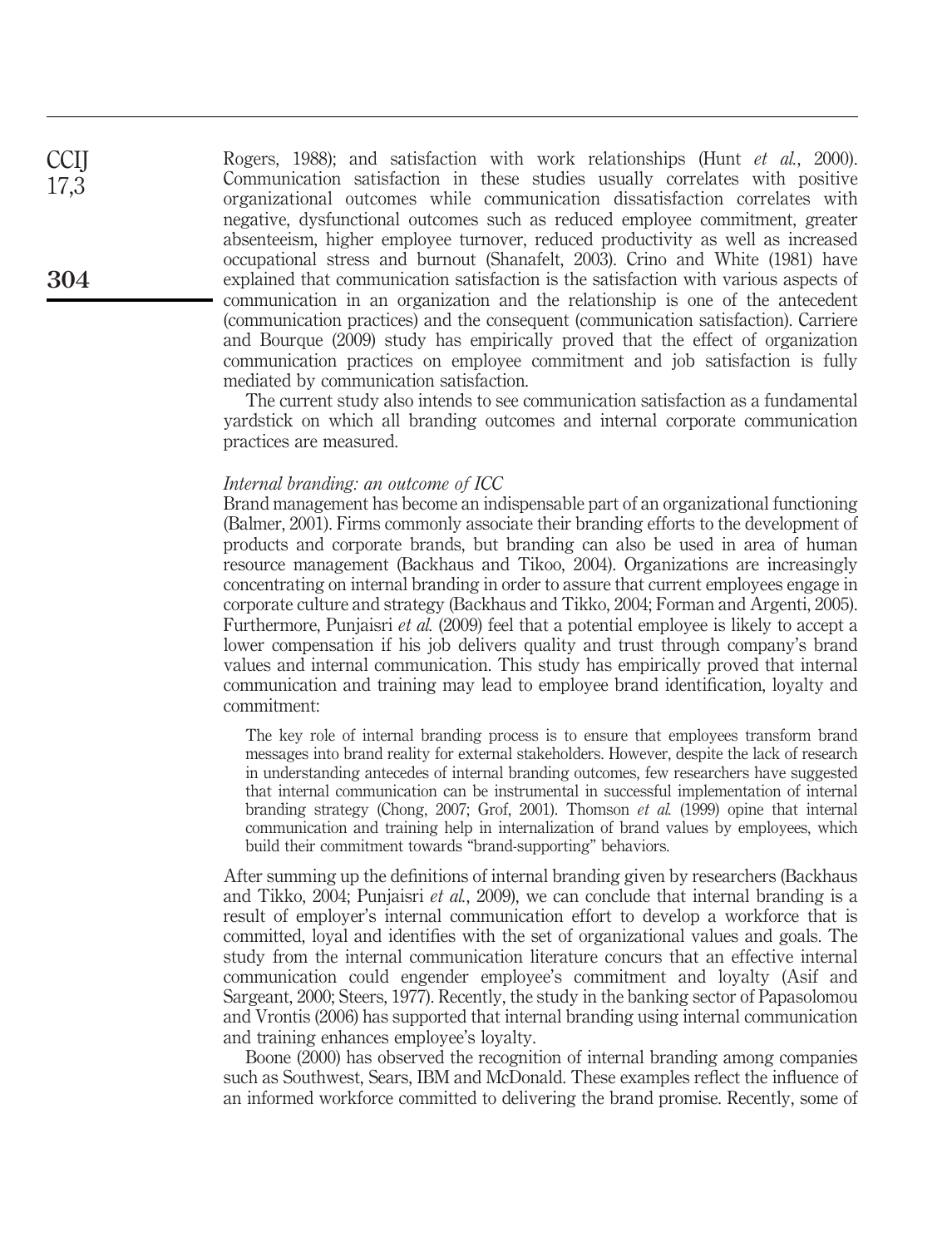Rogers, 1988); and satisfaction with work relationships (Hunt *et al.*, 2000). Communication satisfaction in these studies usually correlates with positive organizational outcomes while communication dissatisfaction correlates with negative, dysfunctional outcomes such as reduced employee commitment, greater absenteeism, higher employee turnover, reduced productivity as well as increased occupational stress and burnout (Shanafelt, 2003). Crino and White (1981) have explained that communication satisfaction is the satisfaction with various aspects of communication in an organization and the relationship is one of the antecedent (communication practices) and the consequent (communication satisfaction). Carriere and Bourque (2009) study has empirically proved that the effect of organization communication practices on employee commitment and job satisfaction is fully mediated by communication satisfaction.

The current study also intends to see communication satisfaction as a fundamental yardstick on which all branding outcomes and internal corporate communication practices are measured.

### *Internal branding: an outcome of ICC*

Brand management has become an indispensable part of an organizational functioning (Balmer, 2001). Firms commonly associate their branding efforts to the development of products and corporate brands, but branding can also be used in area of human resource management (Backhaus and Tikoo, 2004). Organizations are increasingly concentrating on internal branding in order to assure that current employees engage in corporate culture and strategy (Backhaus and Tikko, 2004; Forman and Argenti, 2005). Furthermore, Punjaisri *et al.* (2009) feel that a potential employee is likely to accept a lower compensation if his job delivers quality and trust through company's brand values and internal communication. This study has empirically proved that internal communication and training may lead to employee brand identification, loyalty and commitment:

> The key role of internal branding process is to ensure that employees transform brand messages into brand reality for external stakeholders. However, despite the lack of research in understanding antecedes of internal branding outcomes, few researchers have suggested that internal communication can be instrumental in successful implementation of internal branding strategy (Chong, 2007; Grof, 2001). Thomson *et al.* (1999) opine that internal communication and training help in internalization of brand values by employees, which build their commitment towards "brand-supporting" behaviors.

After summing up the definitions of internal branding given by researchers (Backhaus and Tikko, 2004; Punjaisri *et al.*, 2009), we can conclude that internal branding is a result of employer's internal communication effort to develop a workforce that is committed, loyal and identifies with the set of organizational values and goals. The study from the internal communication literature concurs that an effective internal communication could engender employee's commitment and loyalty (Asif and Sargeant, 2000; Steers, 1977). Recently, the study in the banking sector of Papasolomou and Vrontis (2006) has supported that internal branding using internal communication and training enhances employee's loyalty.

Boone (2000) has observed the recognition of internal branding among companies such as Southwest, Sears, IBM and McDonald. These examples reflect the influence of an informed workforce committed to delivering the brand promise. Recently, some of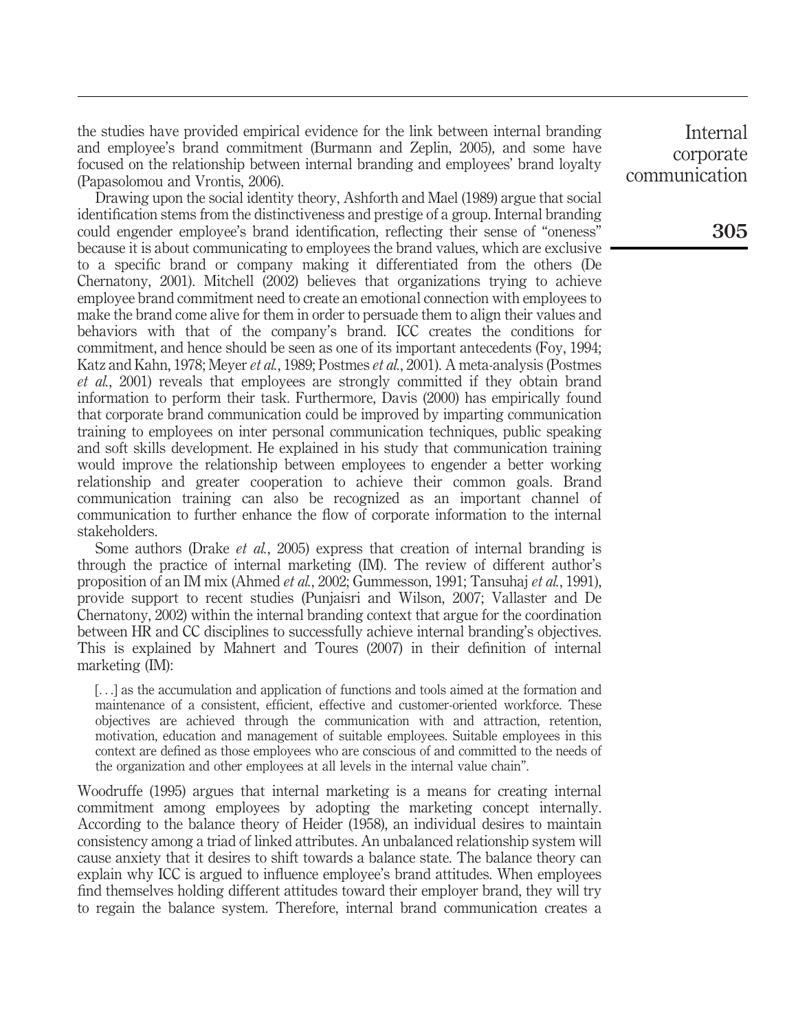the studies have provided empirical evidence for the link between internal branding and employee's brand commitment (Burmann and Zeplin, 2005), and some have focused on the relationship between internal branding and employees' brand loyalty (Papasolomou and Vrontis, 2006).

Drawing upon the social identity theory, Ashforth and Mael (1989) argue that social identification stems from the distinctiveness and prestige of a group. Internal branding could engender employee's brand identification, reflecting their sense of "oneness" because it is about communicating to employees the brand values, which are exclusive to a specific brand or company making it differentiated from the others (De Chernatony, 2001). Mitchell (2002) believes that organizations trying to achieve employee brand commitment need to create an emotional connection with employees to make the brand come alive for them in order to persuade them to align their values and behaviors with that of the company's brand. ICC creates the conditions for commitment, and hence should be seen as one of its important antecedents (Foy, 1994; Katz and Kahn, 1978; Meyer *et al.*, 1989; Postmes *et al.*, 2001). A meta-analysis (Postmes *et al.*, 2001) reveals that employees are strongly committed if they obtain brand information to perform their task. Furthermore, Davis (2000) has empirically found that corporate brand communication could be improved by imparting communication training to employees on inter personal communication techniques, public speaking and soft skills development. He explained in his study that communication training would improve the relationship between employees to engender a better working relationship and greater cooperation to achieve their common goals. Brand communication training can also be recognized as an important channel of communication to further enhance the flow of corporate information to the internal stakeholders.

Some authors (Drake *et al.*, 2005) express that creation of internal branding is through the practice of internal marketing (IM). The review of different author's proposition of an IM mix (Ahmed *et al.*, 2002; Gummesson, 1991; Tansuhaj *et al.*, 1991), provide support to recent studies (Punjaisri and Wilson, 2007; Vallaster and De Chernatony, 2002) within the internal branding context that argue for the coordination between HR and CC disciplines to successfully achieve internal branding's objectives. This is explained by Mahnert and Toures (2007) in their definition of internal marketing (IM):

> [...] as the accumulation and application of functions and tools aimed at the formation and maintenance of a consistent, efficient, effective and customer-oriented workforce. These objectives are achieved through the communication with and attraction, retention, motivation, education and management of suitable employees. Suitable employees in this context are defined as those employees who are conscious of and committed to the needs of the organization and other employees at all levels in the internal value chain".

Woodruffe (1995) argues that internal marketing is a means for creating internal commitment among employees by adopting the marketing concept internally. According to the balance theory of Heider (1958), an individual desires to maintain consistency among a triad of linked attributes. An unbalanced relationship system will cause anxiety that it desires to shift towards a balance state. The balance theory can explain why ICC is argued to influence employee's brand attitudes. When employees find themselves holding different attitudes toward their employer brand, they will try to regain the balance system. Therefore, internal brand communication creates a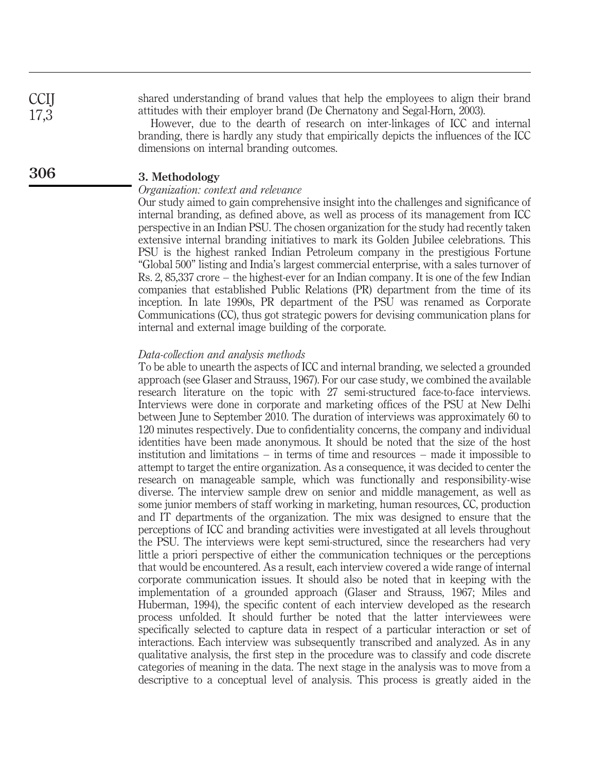shared understanding of brand values that help the employees to align their brand attitudes with their employer brand (De Chernatony and Segal-Horn, 2003).

However, due to the dearth of research on inter-linkages of ICC and internal branding, there is hardly any study that empirically depicts the influences of the ICC dimensions on internal branding outcomes.

## 3. Methodology

*Organization: context and relevance*

Our study aimed to gain comprehensive insight into the challenges and significance of internal branding, as defined above, as well as process of its management from ICC perspective in an Indian PSU. The chosen organization for the study had recently taken extensive internal branding initiatives to mark its Golden Jubilee celebrations. This PSU is the highest ranked Indian Petroleum company in the prestigious Fortune "Global 500" listing and India's largest commercial enterprise, with a sales turnover of Rs. 2, 85,337 crore – the highest-ever for an Indian company. It is one of the few Indian companies that established Public Relations (PR) department from the time of its inception. In late 1990s, PR department of the PSU was renamed as Corporate Communications (CC), thus got strategic powers for devising communication plans for internal and external image building of the corporate.

*Data-collection and analysis methods*

To be able to unearth the aspects of ICC and internal branding, we selected a grounded approach (see Glaser and Strauss, 1967). For our case study, we combined the available research literature on the topic with 27 semi-structured face-to-face interviews. Interviews were done in corporate and marketing offices of the PSU at New Delhi between June to September 2010. The duration of interviews was approximately 60 to 120 minutes respectively. Due to confidentiality concerns, the company and individual identities have been made anonymous. It should be noted that the size of the host institution and limitations – in terms of time and resources – made it impossible to attempt to target the entire organization. As a consequence, it was decided to center the research on manageable sample, which was functionally and responsibility-wise diverse. The interview sample drew on senior and middle management, as well as some junior members of staff working in marketing, human resources, CC, production and IT departments of the organization. The mix was designed to ensure that the perceptions of ICC and branding activities were investigated at all levels throughout the PSU. The interviews were kept semi-structured, since the researchers had very little a priori perspective of either the communication techniques or the perceptions that would be encountered. As a result, each interview covered a wide range of internal corporate communication issues. It should also be noted that in keeping with the implementation of a grounded approach (Glaser and Strauss, 1967; Miles and Huberman, 1994), the specific content of each interview developed as the research process unfolded. It should further be noted that the latter interviewees were specifically selected to capture data in respect of a particular interaction or set of interactions. Each interview was subsequently transcribed and analyzed. As in any qualitative analysis, the first step in the procedure was to classify and code discrete categories of meaning in the data. The next stage in the analysis was to move from a descriptive to a conceptual level of analysis. This process is greatly aided in the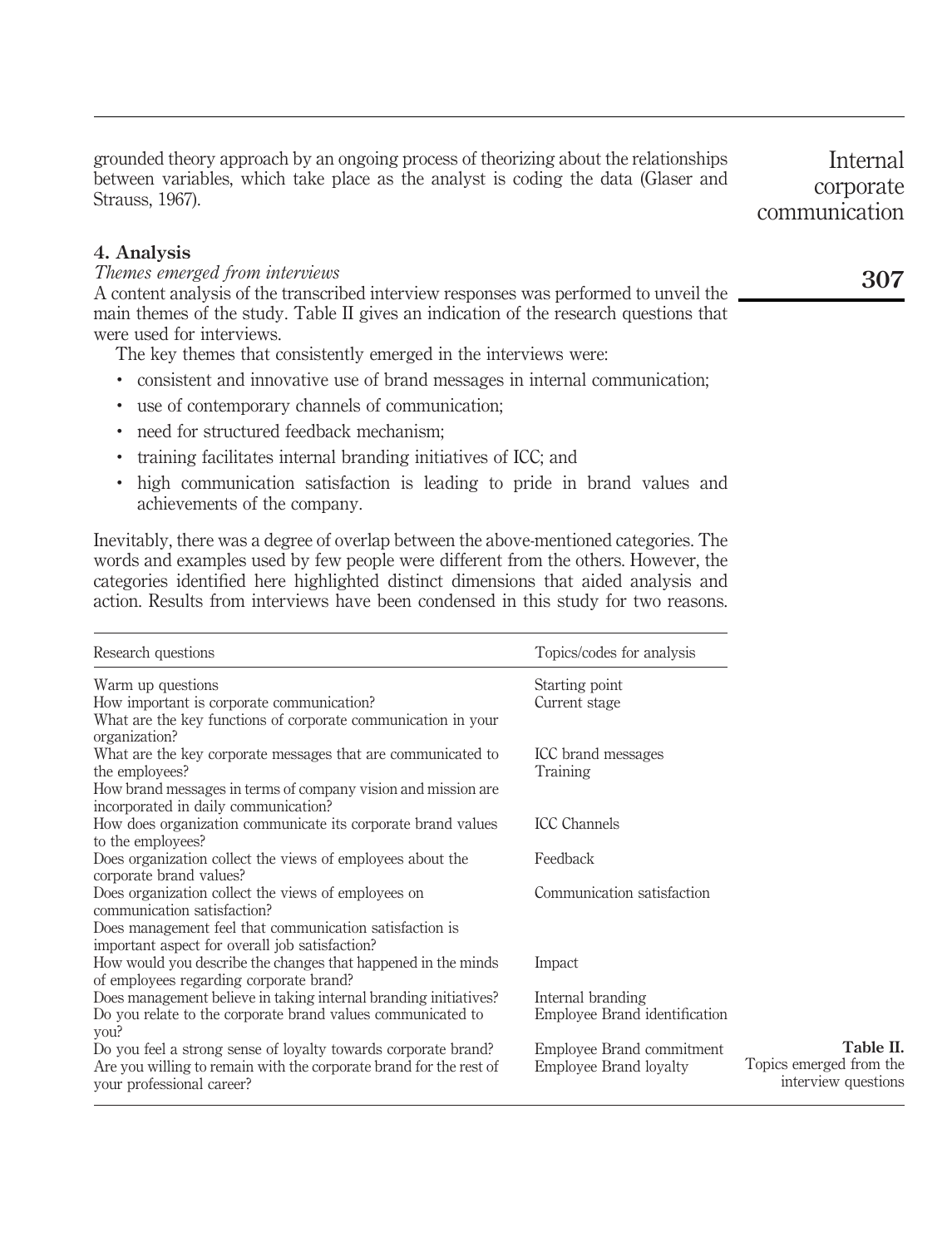grounded theory approach by an ongoing process of theorizing about the relationships between variables, which take place as the analyst is coding the data (Glaser and Strauss, 1967).

## 4. Analysis

### *Themes emerged from interviews*

A content analysis of the transcribed interview responses was performed to unveil the main themes of the study. Table II gives an indication of the research questions that were used for interviews.

The key themes that consistently emerged in the interviews were:

- consistent and innovative use of brand messages in internal communication;
- use of contemporary channels of communication;
- need for structured feedback mechanism;
- training facilitates internal branding initiatives of ICC; and
- high communication satisfaction is leading to pride in brand values and achievements of the company.

Inevitably, there was a degree of overlap between the above-mentioned categories. The words and examples used by few people were different from the others. However, the categories identified here highlighted distinct dimensions that aided analysis and action. Results from interviews have been condensed in this study for two reasons.

| Research questions | Topics/codes for analysis |
| --- | --- |
| Warm up questions | Starting point |
| How important is corporate communication? | Current stage |
| What are the key functions of corporate communication in your organization? | |
| What are the key corporate messages that are communicated to the employees? | ICC brand messages |
| How brand messages in terms of company vision and mission are incorporated in daily communication? | Training |
| How does organization communicate its corporate brand values to the employees? | ICC Channels |
| Does organization collect the views of employees about the corporate brand values? | Feedback |
| Does organization collect the views of employees on communication satisfaction? | Communication satisfaction |
| Does management feel that communication satisfaction is important aspect for overall job satisfaction? | |
| How would you describe the changes that happened in the minds of employees regarding corporate brand? | Impact |
| Does management believe in taking internal branding initiatives? | Internal branding |
| Do you relate to the corporate brand values communicated to you? | Employee Brand identification |
| Do you feel a strong sense of loyalty towards corporate brand? | Employee Brand commitment |
| Are you willing to remain with the corporate brand for the rest of your professional career? | Employee Brand loyalty |

**Table II.** Topics emerged from the interview questions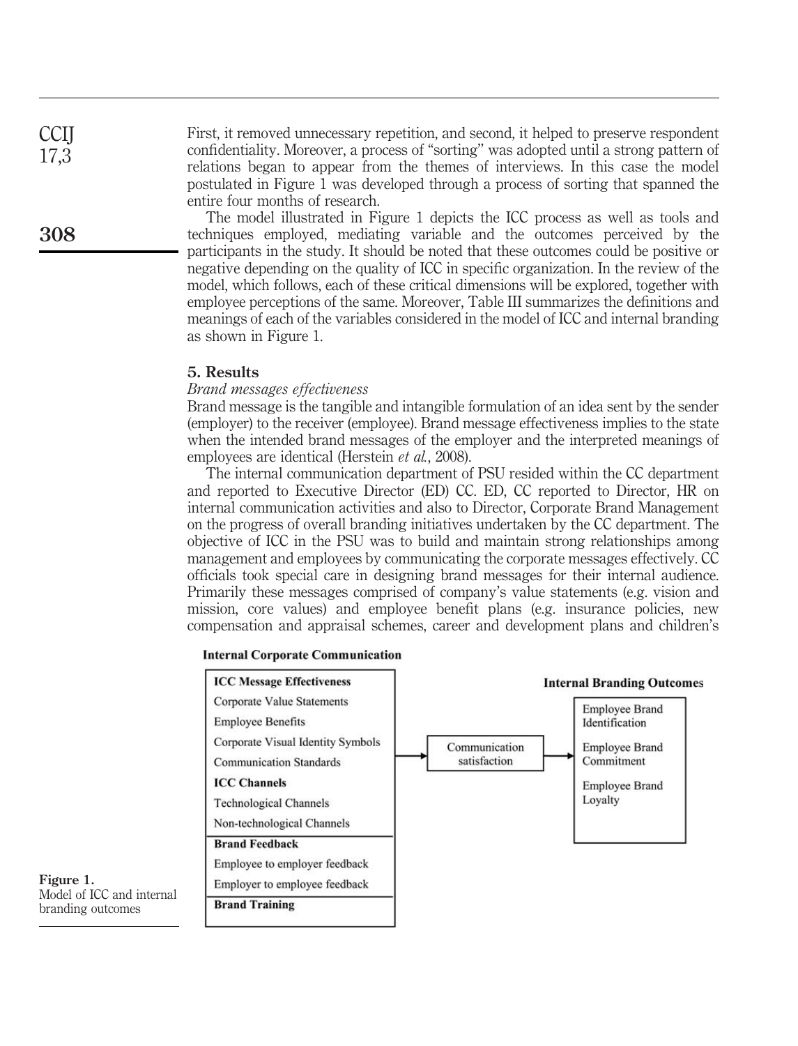First, it removed unnecessary repetition, and second, it helped to preserve respondent confidentiality. Moreover, a process of "sorting" was adopted until a strong pattern of relations began to appear from the themes of interviews. In this case the model postulated in Figure 1 was developed through a process of sorting that spanned the entire four months of research.

The model illustrated in Figure 1 depicts the ICC process as well as tools and techniques employed, mediating variable and the outcomes perceived by the participants in the study. It should be noted that these outcomes could be positive or negative depending on the quality of ICC in specific organization. In the review of the model, which follows, each of these critical dimensions will be explored, together with employee perceptions of the same. Moreover, Table III summarizes the definitions and meanings of each of the variables considered in the model of ICC and internal branding as shown in Figure 1.

## 5. Results

### *Brand messages effectiveness*

Brand message is the tangible and intangible formulation of an idea sent by the sender (employer) to the receiver (employee). Brand message effectiveness implies to the state when the intended brand messages of the employer and the interpreted meanings of employees are identical (Herstein *et al.*, 2008).

The internal communication department of PSU resided within the CC department and reported to Executive Director (ED) CC. ED, CC reported to Director, HR on internal communication activities and also to Director, Corporate Brand Management on the progress of overall branding initiatives undertaken by the CC department. The objective of ICC in the PSU was to build and maintain strong relationships among management and employees by communicating the corporate messages effectively. CC officials took special care in designing brand messages for their internal audience. Primarily these messages comprised of company's value statements (e.g. vision and mission, core values) and employee benefit plans (e.g. insurance policies, new compensation and appraisal schemes, career and development plans and children's

**Internal Corporate Communication**

**ICC Message Effectiveness**
- Corporate Value Statements
- Employee Benefits
- Corporate Visual Identity Symbols
- Communication Standards

**ICC Channels**
- Technological Channels
- Non-technological Channels

**Brand Feedback**
- Employee to employer feedback
- Employer to employee feedback

**Brand Training**

→ Communication satisfaction →

**Internal Branding Outcomes**
- Employee Brand Identification
- Employee Brand Commitment
- Employee Brand Loyalty

**Figure 1.** Model of ICC and internal branding outcomes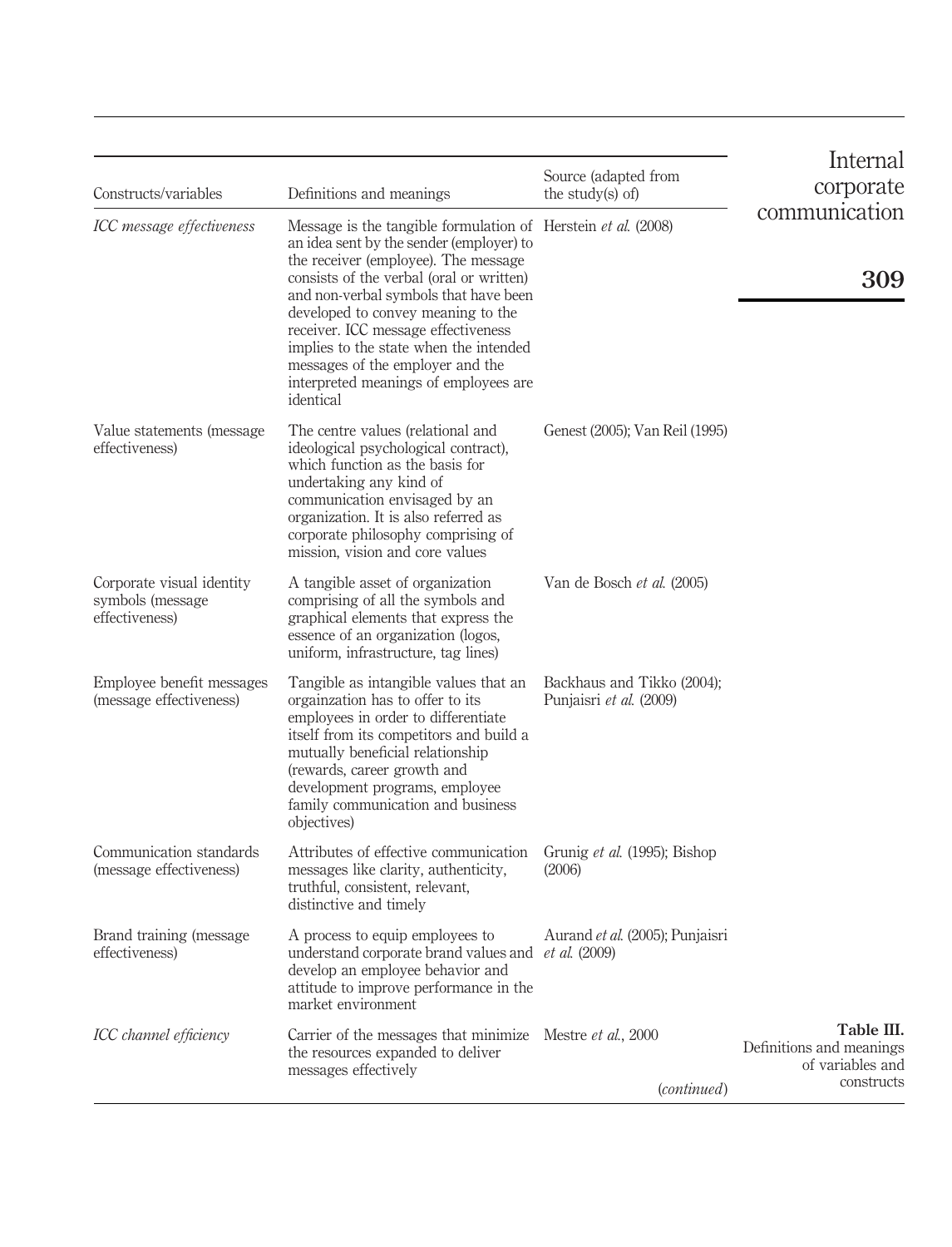**Table III.** Definitions and meanings of variables and constructs

| Constructs/variables | Definitions and meanings | Source (adapted from the study(s) of) |
|---|---|---|
| *ICC message effectiveness* | Message is the tangible formulation of an idea sent by the sender (employer) to the receiver (employee). The message consists of the verbal (oral or written) and non-verbal symbols that have been developed to convey meaning to the receiver. ICC message effectiveness implies to the state when the intended messages of the employer and the interpreted meanings of employees are identical | Herstein *et al.* (2008) |
| Value statements (message effectiveness) | The centre values (relational and ideological psychological contract), which function as the basis for undertaking any kind of communication envisaged by an organization. It is also referred as corporate philosophy comprising of mission, vision and core values | Genest (2005); Van Reil (1995) |
| Corporate visual identity symbols (message effectiveness) | A tangible asset of organization comprising of all the symbols and graphical elements that express the essence of an organization (logos, uniform, infrastructure, tag lines) | Van de Bosch *et al.* (2005) |
| Employee benefit messages (message effectiveness) | Tangible as intangible values that an orgainzation has to offer to its employees in order to differentiate itself from its competitors and build a mutually beneficial relationship (rewards, career growth and development programs, employee family communication and business objectives) | Backhaus and Tikko (2004); Punjaisri *et al.* (2009) |
| Communication standards (message effectiveness) | Attributes of effective communication messages like clarity, authenticity, truthful, consistent, relevant, distinctive and timely | Grunig *et al.* (1995); Bishop (2006) |
| Brand training (message effectiveness) | A process to equip employees to understand corporate brand values and develop an employee behavior and attitude to improve performance in the market environment | Aurand *et al.* (2005); Punjaisri *et al.* (2009) |
| *ICC channel efficiency* | Carrier of the messages that minimize the resources expanded to deliver messages effectively | Mestre *et al.*, 2000 |

(*continued*)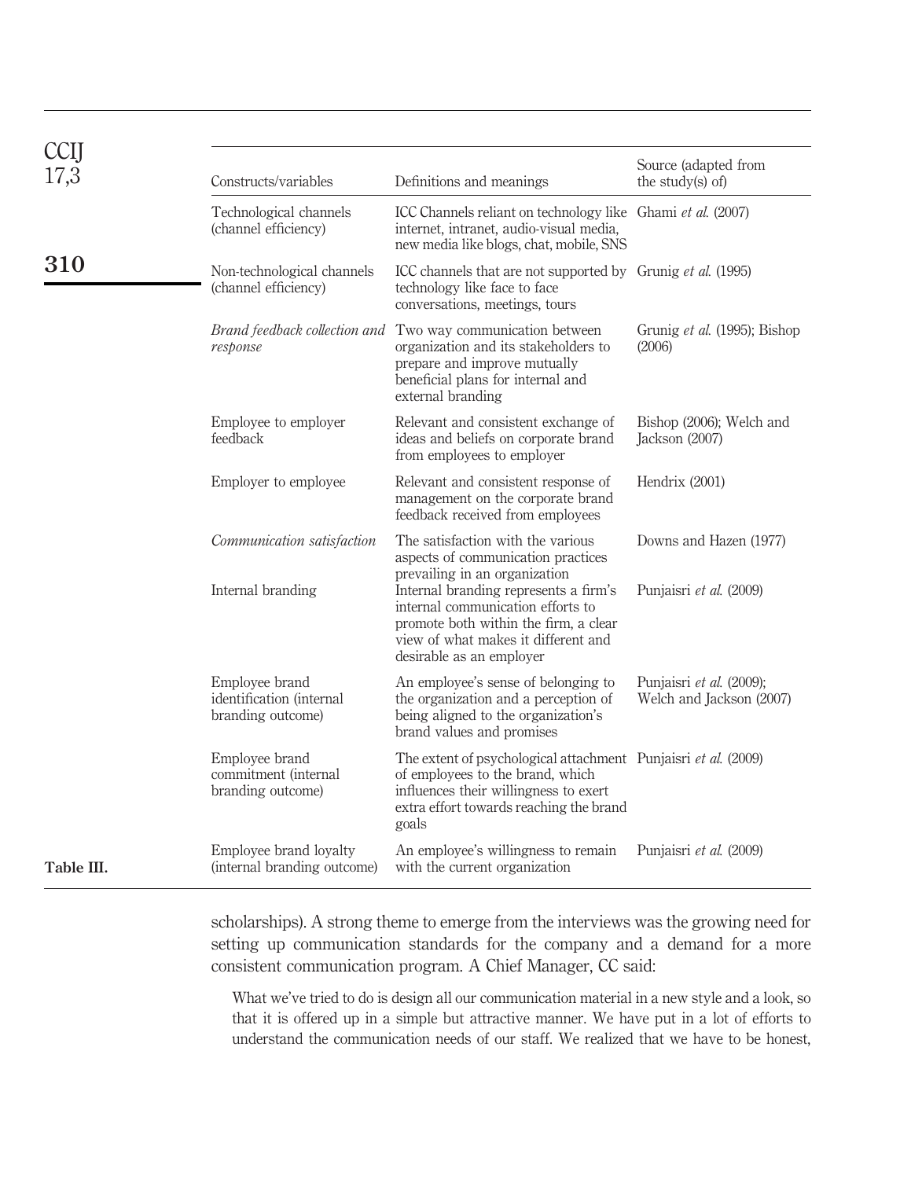| Constructs/variables | Definitions and meanings | Source (adapted from the study(s) of) |
|---|---|---|
| Technological channels (channel efficiency) | ICC Channels reliant on technology like internet, intranet, audio-visual media, new media like blogs, chat, mobile, SNS | Ghami *et al.* (2007) |
| Non-technological channels (channel efficiency) | ICC channels that are not supported by technology like face to face conversations, meetings, tours | Grunig *et al.* (1995) |
| *Brand feedback collection and response* | Two way communication between organization and its stakeholders to prepare and improve mutually beneficial plans for internal and external branding | Grunig *et al.* (1995); Bishop (2006) |
| Employee to employer feedback | Relevant and consistent exchange of ideas and beliefs on corporate brand from employees to employer | Bishop (2006); Welch and Jackson (2007) |
| Employer to employee | Relevant and consistent response of management on the corporate brand feedback received from employees | Hendrix (2001) |
| *Communication satisfaction* | The satisfaction with the various aspects of communication practices prevailing in an organization | Downs and Hazen (1977) |
| Internal branding | Internal branding represents a firm's internal communication efforts to promote both within the firm, a clear view of what makes it different and desirable as an employer | Punjaisri *et al.* (2009) |
| Employee brand identification (internal branding outcome) | An employee's sense of belonging to the organization and a perception of being aligned to the organization's brand values and promises | Punjaisri *et al.* (2009); Welch and Jackson (2007) |
| Employee brand commitment (internal branding outcome) | The extent of psychological attachment of employees to the brand, which influences their willingness to exert extra effort towards reaching the brand goals | Punjaisri *et al.* (2009) |
| Employee brand loyalty (internal branding outcome) | An employee's willingness to remain with the current organization | Punjaisri *et al.* (2009) |

**Table III.**

scholarships). A strong theme to emerge from the interviews was the growing need for setting up communication standards for the company and a demand for a more consistent communication program. A Chief Manager, CC said:

> What we've tried to do is design all our communication material in a new style and a look, so that it is offered up in a simple but attractive manner. We have put in a lot of efforts to understand the communication needs of our staff. We realized that we have to be honest,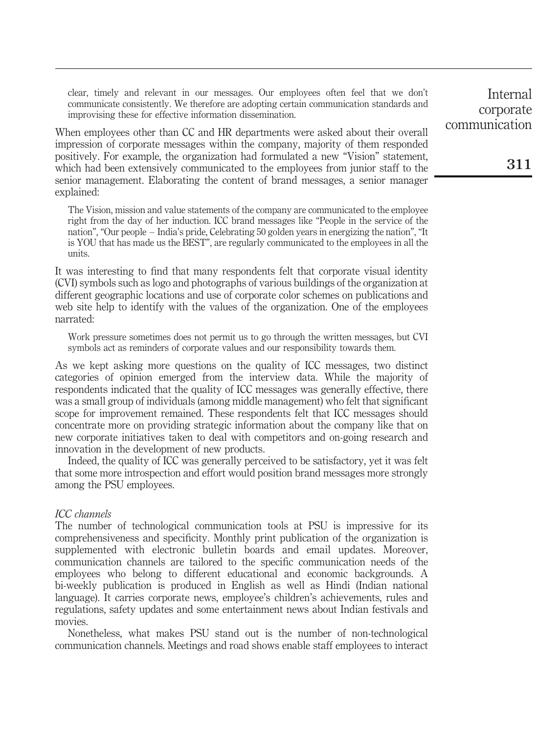> clear, timely and relevant in our messages. Our employees often feel that we don't communicate consistently. We therefore are adopting certain communication standards and improvising these for effective information dissemination.

When employees other than CC and HR departments were asked about their overall impression of corporate messages within the company, majority of them responded positively. For example, the organization had formulated a new "Vision" statement, which had been extensively communicated to the employees from junior staff to the senior management. Elaborating the content of brand messages, a senior manager explained:

> The Vision, mission and value statements of the company are communicated to the employee right from the day of her induction. ICC brand messages like "People in the service of the nation", "Our people – India's pride, Celebrating 50 golden years in energizing the nation", "It is YOU that has made us the BEST", are regularly communicated to the employees in all the units.

It was interesting to find that many respondents felt that corporate visual identity (CVI) symbols such as logo and photographs of various buildings of the organization at different geographic locations and use of corporate color schemes on publications and web site help to identify with the values of the organization. One of the employees narrated:

> Work pressure sometimes does not permit us to go through the written messages, but CVI symbols act as reminders of corporate values and our responsibility towards them.

As we kept asking more questions on the quality of ICC messages, two distinct categories of opinion emerged from the interview data. While the majority of respondents indicated that the quality of ICC messages was generally effective, there was a small group of individuals (among middle management) who felt that significant scope for improvement remained. These respondents felt that ICC messages should concentrate more on providing strategic information about the company like that on new corporate initiatives taken to deal with competitors and on-going research and innovation in the development of new products.

Indeed, the quality of ICC was generally perceived to be satisfactory, yet it was felt that some more introspection and effort would position brand messages more strongly among the PSU employees.

### *ICC channels*

The number of technological communication tools at PSU is impressive for its comprehensiveness and specificity. Monthly print publication of the organization is supplemented with electronic bulletin boards and email updates. Moreover, communication channels are tailored to the specific communication needs of the employees who belong to different educational and economic backgrounds. A bi-weekly publication is produced in English as well as Hindi (Indian national language). It carries corporate news, employee's children's achievements, rules and regulations, safety updates and some entertainment news about Indian festivals and movies.

Nonetheless, what makes PSU stand out is the number of non-technological communication channels. Meetings and road shows enable staff employees to interact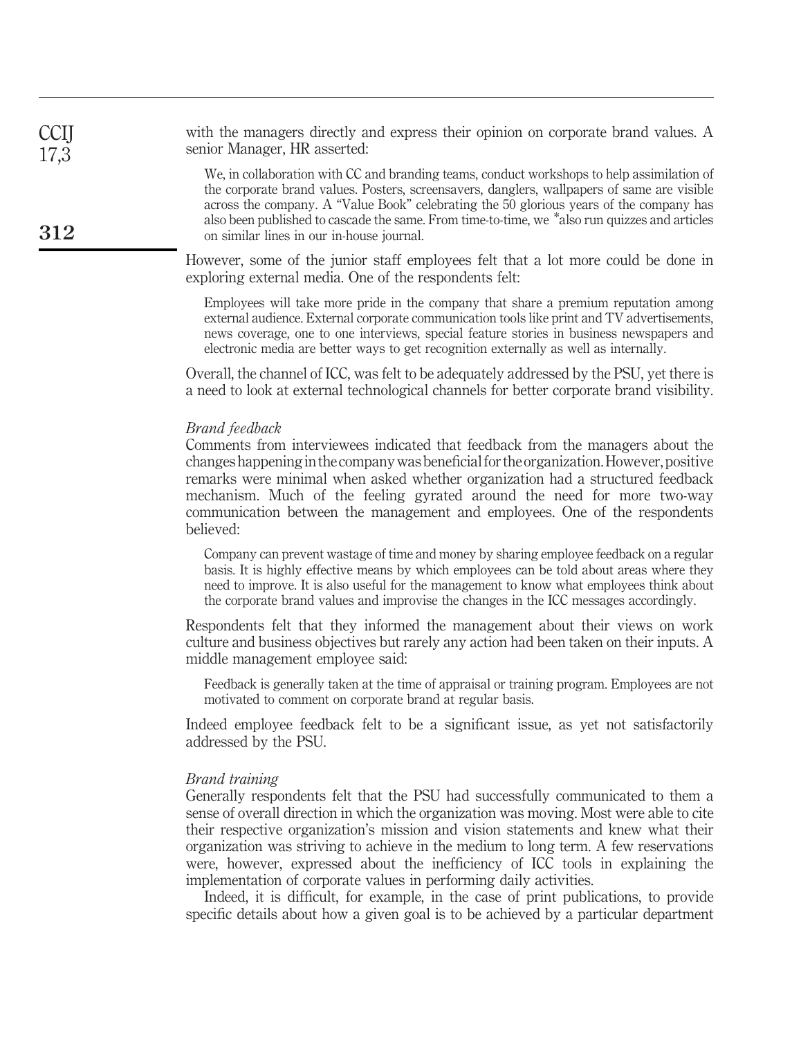with the managers directly and express their opinion on corporate brand values. A senior Manager, HR asserted:

> We, in collaboration with CC and branding teams, conduct workshops to help assimilation of the corporate brand values. Posters, screensavers, danglers, wallpapers of same are visible across the company. A "Value Book" celebrating the 50 glorious years of the company has also been published to cascade the same. From time-to-time, we *also run quizzes and articles on similar lines in our in-house journal.

However, some of the junior staff employees felt that a lot more could be done in exploring external media. One of the respondents felt:

> Employees will take more pride in the company that share a premium reputation among external audience. External corporate communication tools like print and TV advertisements, news coverage, one to one interviews, special feature stories in business newspapers and electronic media are better ways to get recognition externally as well as internally.

Overall, the channel of ICC, was felt to be adequately addressed by the PSU, yet there is a need to look at external technological channels for better corporate brand visibility.

*Brand feedback*

Comments from interviewees indicated that feedback from the managers about the changes happening in the company was beneficial for the organization. However, positive remarks were minimal when asked whether organization had a structured feedback mechanism. Much of the feeling gyrated around the need for more two-way communication between the management and employees. One of the respondents believed:

> Company can prevent wastage of time and money by sharing employee feedback on a regular basis. It is highly effective means by which employees can be told about areas where they need to improve. It is also useful for the management to know what employees think about the corporate brand values and improvise the changes in the ICC messages accordingly.

Respondents felt that they informed the management about their views on work culture and business objectives but rarely any action had been taken on their inputs. A middle management employee said:

> Feedback is generally taken at the time of appraisal or training program. Employees are not motivated to comment on corporate brand at regular basis.

Indeed employee feedback felt to be a significant issue, as yet not satisfactorily addressed by the PSU.

*Brand training*

Generally respondents felt that the PSU had successfully communicated to them a sense of overall direction in which the organization was moving. Most were able to cite their respective organization's mission and vision statements and knew what their organization was striving to achieve in the medium to long term. A few reservations were, however, expressed about the inefficiency of ICC tools in explaining the implementation of corporate values in performing daily activities.

Indeed, it is difficult, for example, in the case of print publications, to provide specific details about how a given goal is to be achieved by a particular department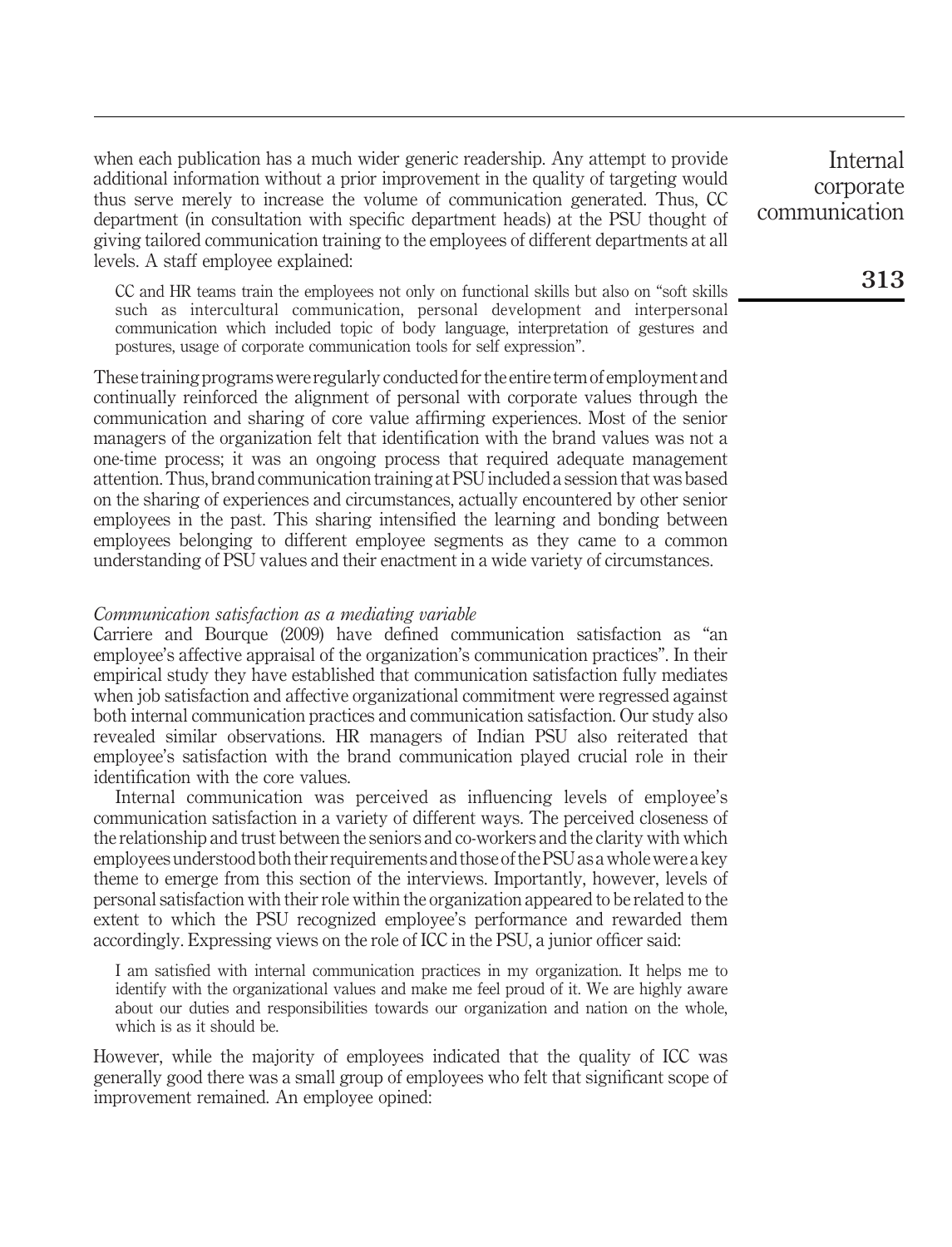when each publication has a much wider generic readership. Any attempt to provide additional information without a prior improvement in the quality of targeting would thus serve merely to increase the volume of communication generated. Thus, CC department (in consultation with specific department heads) at the PSU thought of giving tailored communication training to the employees of different departments at all levels. A staff employee explained:

> CC and HR teams train the employees not only on functional skills but also on "soft skills such as intercultural communication, personal development and interpersonal communication which included topic of body language, interpretation of gestures and postures, usage of corporate communication tools for self expression".

These training programs were regularly conducted for the entire term of employment and continually reinforced the alignment of personal with corporate values through the communication and sharing of core value affirming experiences. Most of the senior managers of the organization felt that identification with the brand values was not a one-time process; it was an ongoing process that required adequate management attention. Thus, brand communication training at PSU included a session that was based on the sharing of experiences and circumstances, actually encountered by other senior employees in the past. This sharing intensified the learning and bonding between employees belonging to different employee segments as they came to a common understanding of PSU values and their enactment in a wide variety of circumstances.

*Communication satisfaction as a mediating variable*

Carriere and Bourque (2009) have defined communication satisfaction as "an employee's affective appraisal of the organization's communication practices". In their empirical study they have established that communication satisfaction fully mediates when job satisfaction and affective organizational commitment were regressed against both internal communication practices and communication satisfaction. Our study also revealed similar observations. HR managers of Indian PSU also reiterated that employee's satisfaction with the brand communication played crucial role in their identification with the core values.

Internal communication was perceived as influencing levels of employee's communication satisfaction in a variety of different ways. The perceived closeness of the relationship and trust between the seniors and co-workers and the clarity with which employees understood both their requirements and those of the PSU as a whole were a key theme to emerge from this section of the interviews. Importantly, however, levels of personal satisfaction with their role within the organization appeared to be related to the extent to which the PSU recognized employee's performance and rewarded them accordingly. Expressing views on the role of ICC in the PSU, a junior officer said:

> I am satisfied with internal communication practices in my organization. It helps me to identify with the organizational values and make me feel proud of it. We are highly aware about our duties and responsibilities towards our organization and nation on the whole, which is as it should be.

However, while the majority of employees indicated that the quality of ICC was generally good there was a small group of employees who felt that significant scope of improvement remained. An employee opined: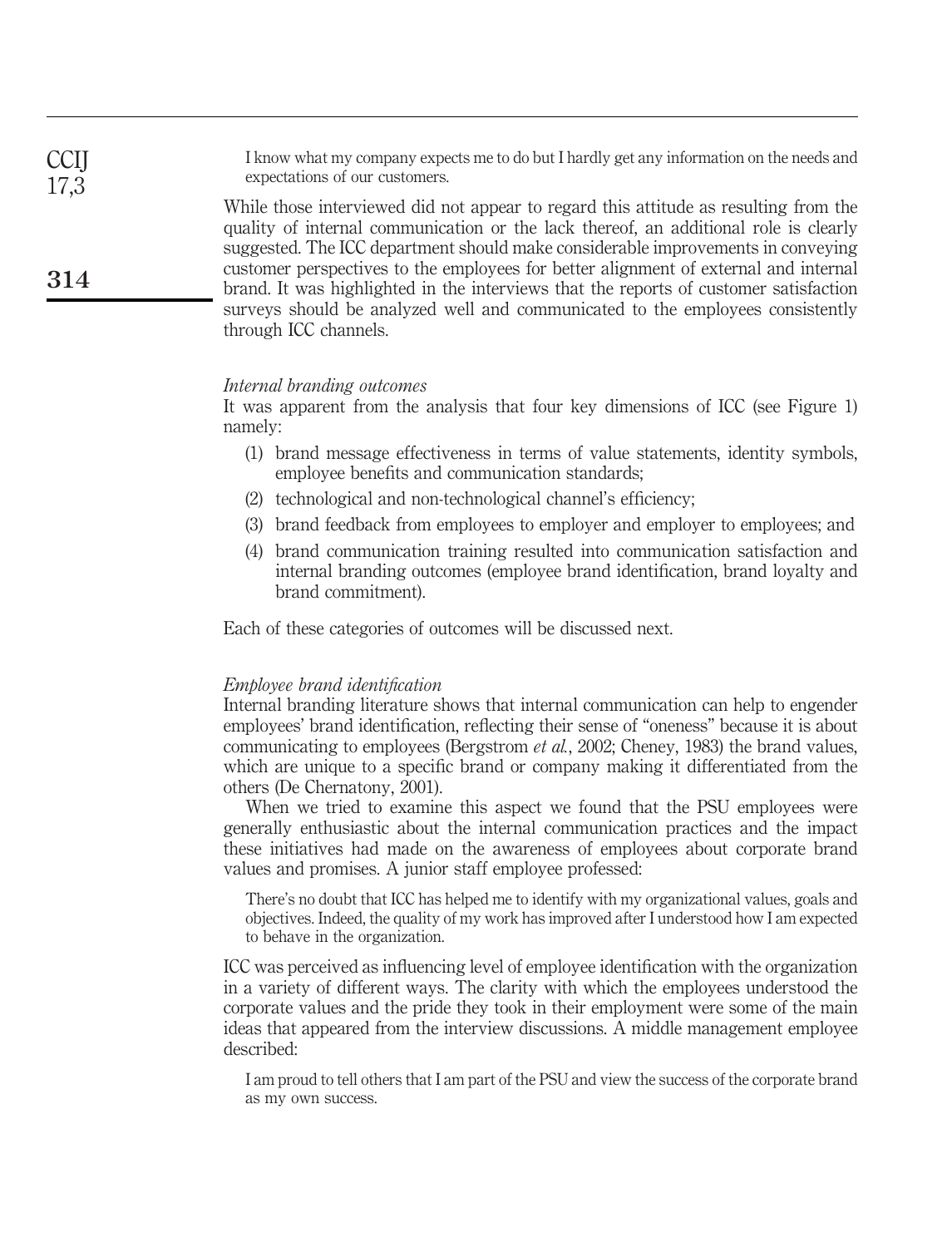> I know what my company expects me to do but I hardly get any information on the needs and expectations of our customers.

While those interviewed did not appear to regard this attitude as resulting from the quality of internal communication or the lack thereof, an additional role is clearly suggested. The ICC department should make considerable improvements in conveying customer perspectives to the employees for better alignment of external and internal brand. It was highlighted in the interviews that the reports of customer satisfaction surveys should be analyzed well and communicated to the employees consistently through ICC channels.

### *Internal branding outcomes*

It was apparent from the analysis that four key dimensions of ICC (see Figure 1) namely:

1. brand message effectiveness in terms of value statements, identity symbols, employee benefits and communication standards;
2. technological and non-technological channel's efficiency;
3. brand feedback from employees to employer and employer to employees; and
4. brand communication training resulted into communication satisfaction and internal branding outcomes (employee brand identification, brand loyalty and brand commitment).

Each of these categories of outcomes will be discussed next.

### *Employee brand identification*

Internal branding literature shows that internal communication can help to engender employees' brand identification, reflecting their sense of "oneness" because it is about communicating to employees (Bergstrom *et al.*, 2002; Cheney, 1983) the brand values, which are unique to a specific brand or company making it differentiated from the others (De Chernatony, 2001).

When we tried to examine this aspect we found that the PSU employees were generally enthusiastic about the internal communication practices and the impact these initiatives had made on the awareness of employees about corporate brand values and promises. A junior staff employee professed:

> There's no doubt that ICC has helped me to identify with my organizational values, goals and objectives. Indeed, the quality of my work has improved after I understood how I am expected to behave in the organization.

ICC was perceived as influencing level of employee identification with the organization in a variety of different ways. The clarity with which the employees understood the corporate values and the pride they took in their employment were some of the main ideas that appeared from the interview discussions. A middle management employee described:

> I am proud to tell others that I am part of the PSU and view the success of the corporate brand as my own success.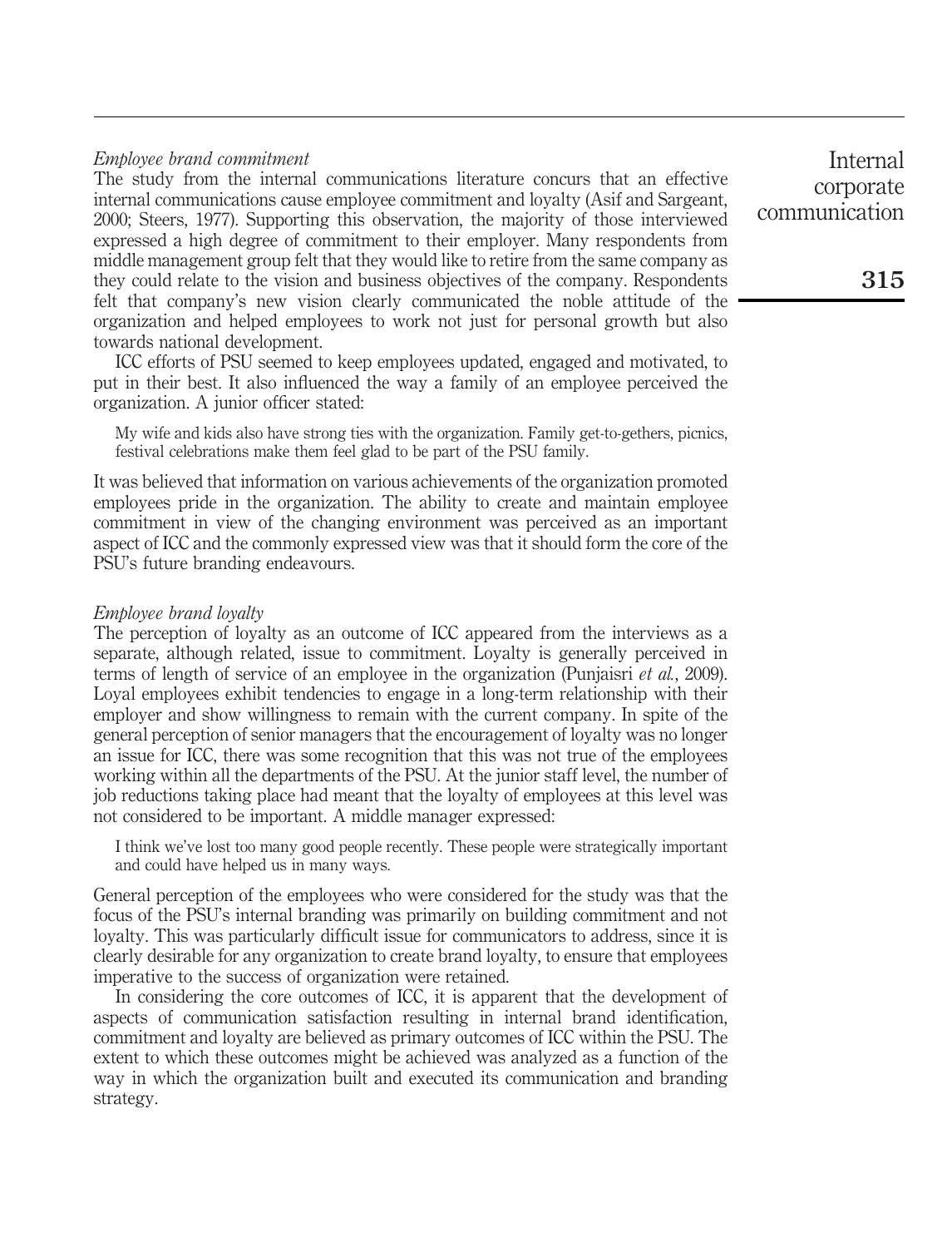*Employee brand commitment*

The study from the internal communications literature concurs that an effective internal communications cause employee commitment and loyalty (Asif and Sargeant, 2000; Steers, 1977). Supporting this observation, the majority of those interviewed expressed a high degree of commitment to their employer. Many respondents from middle management group felt that they would like to retire from the same company as they could relate to the vision and business objectives of the company. Respondents felt that company's new vision clearly communicated the noble attitude of the organization and helped employees to work not just for personal growth but also towards national development.

ICC efforts of PSU seemed to keep employees updated, engaged and motivated, to put in their best. It also influenced the way a family of an employee perceived the organization. A junior officer stated:

> My wife and kids also have strong ties with the organization. Family get-to-gethers, picnics, festival celebrations make them feel glad to be part of the PSU family.

It was believed that information on various achievements of the organization promoted employees pride in the organization. The ability to create and maintain employee commitment in view of the changing environment was perceived as an important aspect of ICC and the commonly expressed view was that it should form the core of the PSU's future branding endeavours.

*Employee brand loyalty*

The perception of loyalty as an outcome of ICC appeared from the interviews as a separate, although related, issue to commitment. Loyalty is generally perceived in terms of length of service of an employee in the organization (Punjaisri *et al.*, 2009). Loyal employees exhibit tendencies to engage in a long-term relationship with their employer and show willingness to remain with the current company. In spite of the general perception of senior managers that the encouragement of loyalty was no longer an issue for ICC, there was some recognition that this was not true of the employees working within all the departments of the PSU. At the junior staff level, the number of job reductions taking place had meant that the loyalty of employees at this level was not considered to be important. A middle manager expressed:

> I think we've lost too many good people recently. These people were strategically important and could have helped us in many ways.

General perception of the employees who were considered for the study was that the focus of the PSU's internal branding was primarily on building commitment and not loyalty. This was particularly difficult issue for communicators to address, since it is clearly desirable for any organization to create brand loyalty, to ensure that employees imperative to the success of organization were retained.

In considering the core outcomes of ICC, it is apparent that the development of aspects of communication satisfaction resulting in internal brand identification, commitment and loyalty are believed as primary outcomes of ICC within the PSU. The extent to which these outcomes might be achieved was analyzed as a function of the way in which the organization built and executed its communication and branding strategy.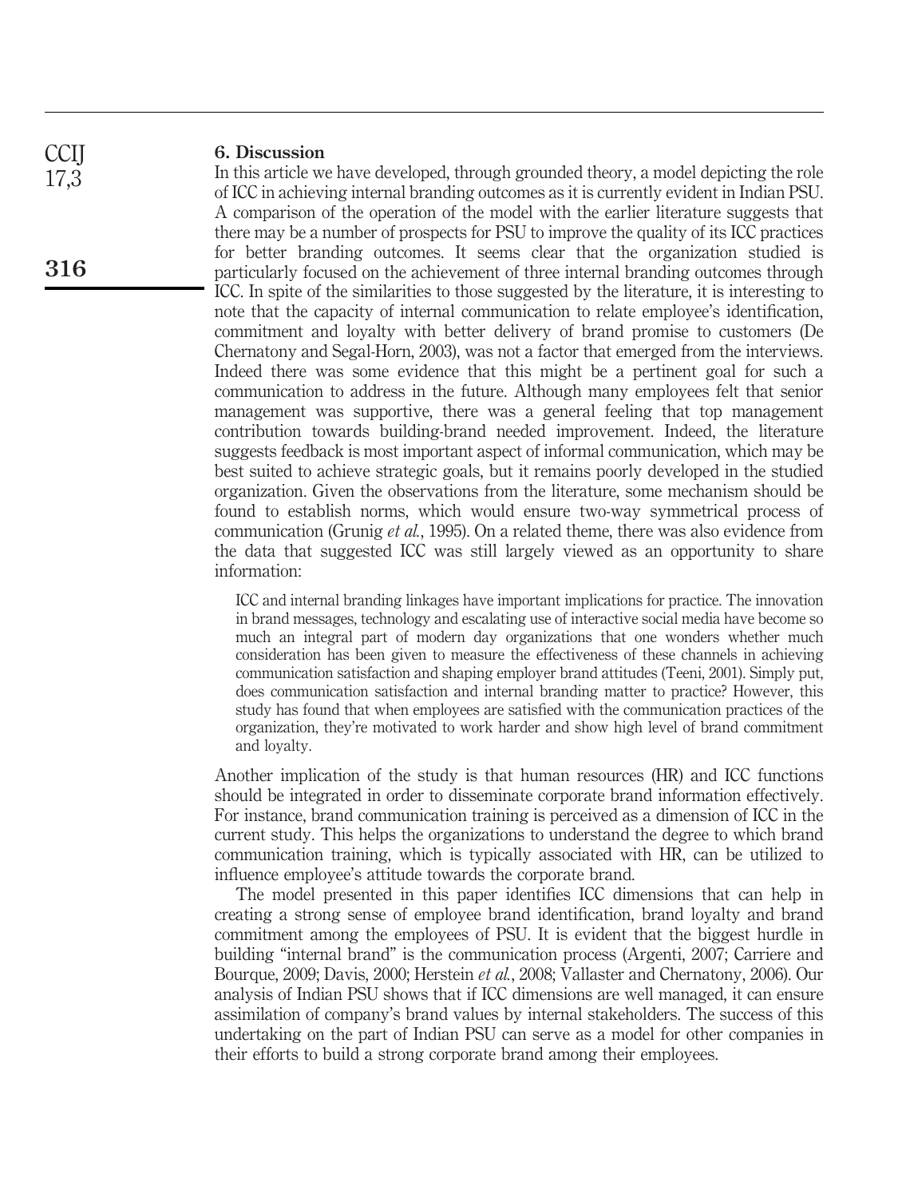## 6. Discussion

In this article we have developed, through grounded theory, a model depicting the role of ICC in achieving internal branding outcomes as it is currently evident in Indian PSU. A comparison of the operation of the model with the earlier literature suggests that there may be a number of prospects for PSU to improve the quality of its ICC practices for better branding outcomes. It seems clear that the organization studied is particularly focused on the achievement of three internal branding outcomes through ICC. In spite of the similarities to those suggested by the literature, it is interesting to note that the capacity of internal communication to relate employee's identification, commitment and loyalty with better delivery of brand promise to customers (De Chernatony and Segal-Horn, 2003), was not a factor that emerged from the interviews. Indeed there was some evidence that this might be a pertinent goal for such a communication to address in the future. Although many employees felt that senior management was supportive, there was a general feeling that top management contribution towards building-brand needed improvement. Indeed, the literature suggests feedback is most important aspect of informal communication, which may be best suited to achieve strategic goals, but it remains poorly developed in the studied organization. Given the observations from the literature, some mechanism should be found to establish norms, which would ensure two-way symmetrical process of communication (Grunig *et al.*, 1995). On a related theme, there was also evidence from the data that suggested ICC was still largely viewed as an opportunity to share information:

> ICC and internal branding linkages have important implications for practice. The innovation in brand messages, technology and escalating use of interactive social media have become so much an integral part of modern day organizations that one wonders whether much consideration has been given to measure the effectiveness of these channels in achieving communication satisfaction and shaping employer brand attitudes (Teeni, 2001). Simply put, does communication satisfaction and internal branding matter to practice? However, this study has found that when employees are satisfied with the communication practices of the organization, they're motivated to work harder and show high level of brand commitment and loyalty.

Another implication of the study is that human resources (HR) and ICC functions should be integrated in order to disseminate corporate brand information effectively. For instance, brand communication training is perceived as a dimension of ICC in the current study. This helps the organizations to understand the degree to which brand communication training, which is typically associated with HR, can be utilized to influence employee's attitude towards the corporate brand.

The model presented in this paper identifies ICC dimensions that can help in creating a strong sense of employee brand identification, brand loyalty and brand commitment among the employees of PSU. It is evident that the biggest hurdle in building "internal brand" is the communication process (Argenti, 2007; Carriere and Bourque, 2009; Davis, 2000; Herstein *et al.*, 2008; Vallaster and Chernatony, 2006). Our analysis of Indian PSU shows that if ICC dimensions are well managed, it can ensure assimilation of company's brand values by internal stakeholders. The success of this undertaking on the part of Indian PSU can serve as a model for other companies in their efforts to build a strong corporate brand among their employees.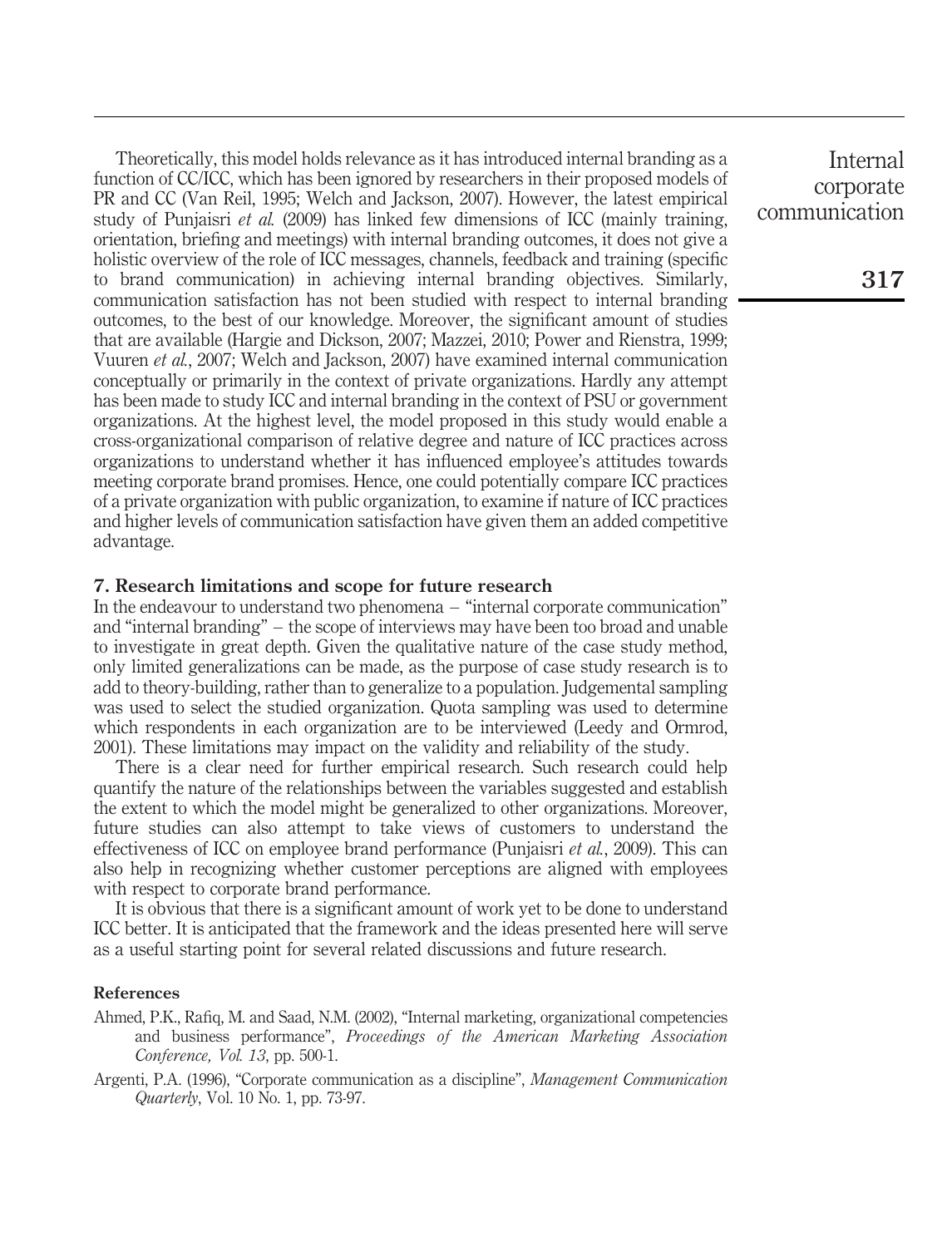Theoretically, this model holds relevance as it has introduced internal branding as a function of CC/ICC, which has been ignored by researchers in their proposed models of PR and CC (Van Reil, 1995; Welch and Jackson, 2007). However, the latest empirical study of Punjaisri *et al.* (2009) has linked few dimensions of ICC (mainly training, orientation, briefing and meetings) with internal branding outcomes, it does not give a holistic overview of the role of ICC messages, channels, feedback and training (specific to brand communication) in achieving internal branding objectives. Similarly, communication satisfaction has not been studied with respect to internal branding outcomes, to the best of our knowledge. Moreover, the significant amount of studies that are available (Hargie and Dickson, 2007; Mazzei, 2010; Power and Rienstra, 1999; Vuuren *et al.*, 2007; Welch and Jackson, 2007) have examined internal communication conceptually or primarily in the context of private organizations. Hardly any attempt has been made to study ICC and internal branding in the context of PSU or government organizations. At the highest level, the model proposed in this study would enable a cross-organizational comparison of relative degree and nature of ICC practices across organizations to understand whether it has influenced employee's attitudes towards meeting corporate brand promises. Hence, one could potentially compare ICC practices of a private organization with public organization, to examine if nature of ICC practices and higher levels of communication satisfaction have given them an added competitive advantage.

## 7. Research limitations and scope for future research

In the endeavour to understand two phenomena – "internal corporate communication" and "internal branding" – the scope of interviews may have been too broad and unable to investigate in great depth. Given the qualitative nature of the case study method, only limited generalizations can be made, as the purpose of case study research is to add to theory-building, rather than to generalize to a population. Judgemental sampling was used to select the studied organization. Quota sampling was used to determine which respondents in each organization are to be interviewed (Leedy and Ormrod, 2001). These limitations may impact on the validity and reliability of the study.

There is a clear need for further empirical research. Such research could help quantify the nature of the relationships between the variables suggested and establish the extent to which the model might be generalized to other organizations. Moreover, future studies can also attempt to take views of customers to understand the effectiveness of ICC on employee brand performance (Punjaisri *et al.*, 2009). This can also help in recognizing whether customer perceptions are aligned with employees with respect to corporate brand performance.

It is obvious that there is a significant amount of work yet to be done to understand ICC better. It is anticipated that the framework and the ideas presented here will serve as a useful starting point for several related discussions and future research.

## References

Ahmed, P.K., Rafiq, M. and Saad, N.M. (2002), "Internal marketing, organizational competencies and business performance", *Proceedings of the American Marketing Association Conference, Vol. 13*, pp. 500-1.

Argenti, P.A. (1996), "Corporate communication as a discipline", *Management Communication Quarterly*, Vol. 10 No. 1, pp. 73-97.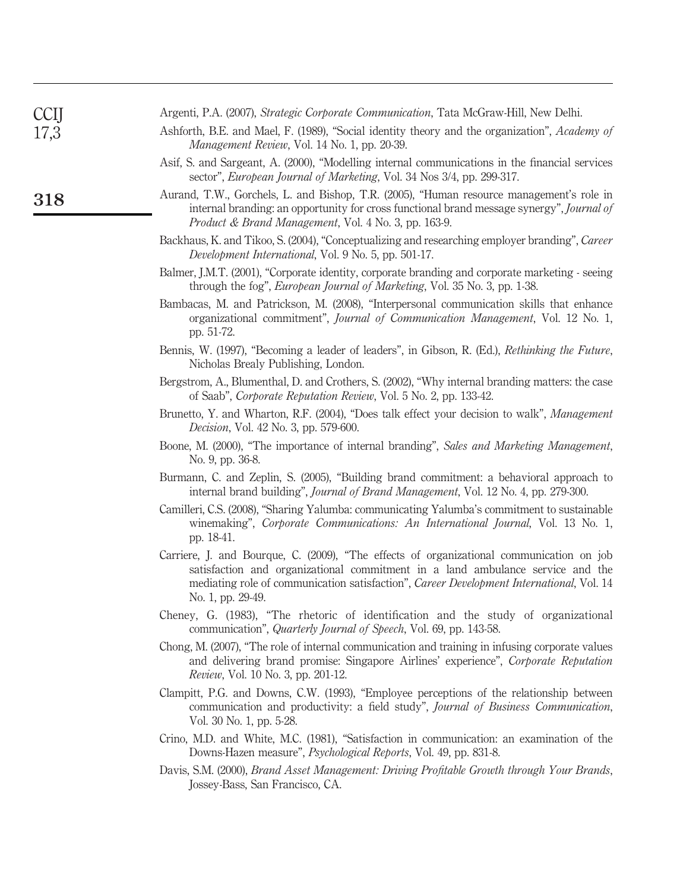Argenti, P.A. (2007), *Strategic Corporate Communication*, Tata McGraw-Hill, New Delhi.

Ashforth, B.E. and Mael, F. (1989), "Social identity theory and the organization", *Academy of Management Review*, Vol. 14 No. 1, pp. 20-39.

Asif, S. and Sargeant, A. (2000), "Modelling internal communications in the financial services sector", *European Journal of Marketing*, Vol. 34 Nos 3/4, pp. 299-317.

Aurand, T.W., Gorchels, L. and Bishop, T.R. (2005), "Human resource management's role in internal branding: an opportunity for cross functional brand message synergy", *Journal of Product & Brand Management*, Vol. 4 No. 3, pp. 163-9.

Backhaus, K. and Tikoo, S. (2004), "Conceptualizing and researching employer branding", *Career Development International*, Vol. 9 No. 5, pp. 501-17.

Balmer, J.M.T. (2001), "Corporate identity, corporate branding and corporate marketing - seeing through the fog", *European Journal of Marketing*, Vol. 35 No. 3, pp. 1-38.

Bambacas, M. and Patrickson, M. (2008), "Interpersonal communication skills that enhance organizational commitment", *Journal of Communication Management*, Vol. 12 No. 1, pp. 51-72.

Bennis, W. (1997), "Becoming a leader of leaders", in Gibson, R. (Ed.), *Rethinking the Future*, Nicholas Brealy Publishing, London.

Bergstrom, A., Blumenthal, D. and Crothers, S. (2002), "Why internal branding matters: the case of Saab", *Corporate Reputation Review*, Vol. 5 No. 2, pp. 133-42.

Brunetto, Y. and Wharton, R.F. (2004), "Does talk effect your decision to walk", *Management Decision*, Vol. 42 No. 3, pp. 579-600.

Boone, M. (2000), "The importance of internal branding", *Sales and Marketing Management*, No. 9, pp. 36-8.

Burmann, C. and Zeplin, S. (2005), "Building brand commitment: a behavioral approach to internal brand building", *Journal of Brand Management*, Vol. 12 No. 4, pp. 279-300.

Camilleri, C.S. (2008), "Sharing Yalumba: communicating Yalumba's commitment to sustainable winemaking", *Corporate Communications: An International Journal*, Vol. 13 No. 1, pp. 18-41.

Carriere, J. and Bourque, C. (2009), "The effects of organizational communication on job satisfaction and organizational commitment in a land ambulance service and the mediating role of communication satisfaction", *Career Development International*, Vol. 14 No. 1, pp. 29-49.

Cheney, G. (1983), "The rhetoric of identification and the study of organizational communication", *Quarterly Journal of Speech*, Vol. 69, pp. 143-58.

Chong, M. (2007), "The role of internal communication and training in infusing corporate values and delivering brand promise: Singapore Airlines' experience", *Corporate Reputation Review*, Vol. 10 No. 3, pp. 201-12.

Clampitt, P.G. and Downs, C.W. (1993), "Employee perceptions of the relationship between communication and productivity: a field study", *Journal of Business Communication*, Vol. 30 No. 1, pp. 5-28.

Crino, M.D. and White, M.C. (1981), "Satisfaction in communication: an examination of the Downs-Hazen measure", *Psychological Reports*, Vol. 49, pp. 831-8.

Davis, S.M. (2000), *Brand Asset Management: Driving Profitable Growth through Your Brands*, Jossey-Bass, San Francisco, CA.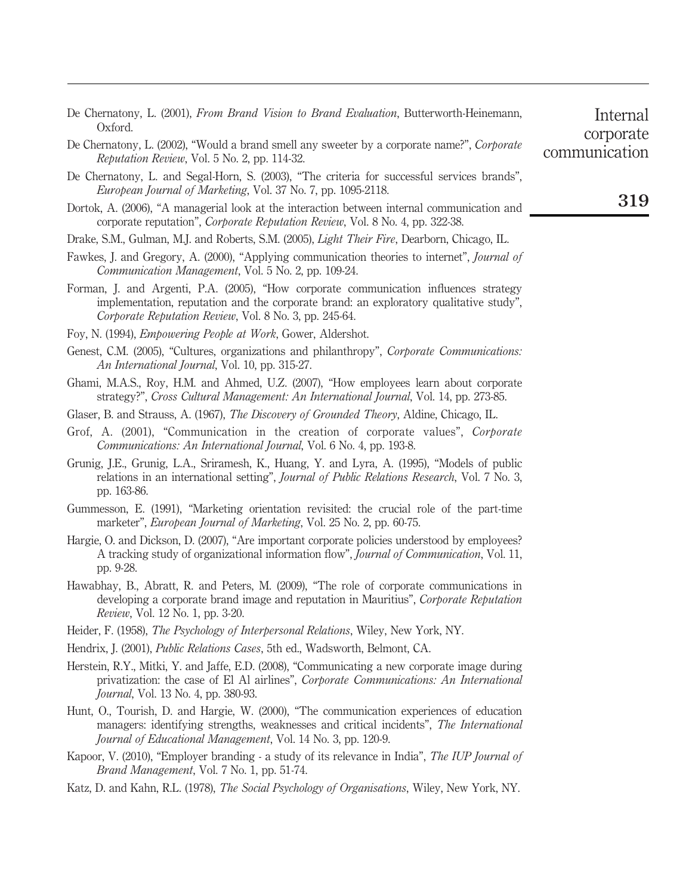De Chernatony, L. (2001), *From Brand Vision to Brand Evaluation*, Butterworth-Heinemann, Oxford.

De Chernatony, L. (2002), "Would a brand smell any sweeter by a corporate name?", *Corporate Reputation Review*, Vol. 5 No. 2, pp. 114-32.

De Chernatony, L. and Segal-Horn, S. (2003), "The criteria for successful services brands", *European Journal of Marketing*, Vol. 37 No. 7, pp. 1095-2118.

Dortok, A. (2006), "A managerial look at the interaction between internal communication and corporate reputation", *Corporate Reputation Review*, Vol. 8 No. 4, pp. 322-38.

Drake, S.M., Gulman, M.J. and Roberts, S.M. (2005), *Light Their Fire*, Dearborn, Chicago, IL.

Fawkes, J. and Gregory, A. (2000), "Applying communication theories to internet", *Journal of Communication Management*, Vol. 5 No. 2, pp. 109-24.

Forman, J. and Argenti, P.A. (2005), "How corporate communication influences strategy implementation, reputation and the corporate brand: an exploratory qualitative study", *Corporate Reputation Review*, Vol. 8 No. 3, pp. 245-64.

Foy, N. (1994), *Empowering People at Work*, Gower, Aldershot.

Genest, C.M. (2005), "Cultures, organizations and philanthropy", *Corporate Communications: An International Journal*, Vol. 10, pp. 315-27.

Ghami, M.A.S., Roy, H.M. and Ahmed, U.Z. (2007), "How employees learn about corporate strategy?", *Cross Cultural Management: An International Journal*, Vol. 14, pp. 273-85.

Glaser, B. and Strauss, A. (1967), *The Discovery of Grounded Theory*, Aldine, Chicago, IL.

Grof, A. (2001), "Communication in the creation of corporate values", *Corporate Communications: An International Journal*, Vol. 6 No. 4, pp. 193-8.

Grunig, J.E., Grunig, L.A., Sriramesh, K., Huang, Y. and Lyra, A. (1995), "Models of public relations in an international setting", *Journal of Public Relations Research*, Vol. 7 No. 3, pp. 163-86.

Gummesson, E. (1991), "Marketing orientation revisited: the crucial role of the part-time marketer", *European Journal of Marketing*, Vol. 25 No. 2, pp. 60-75.

Hargie, O. and Dickson, D. (2007), "Are important corporate policies understood by employees? A tracking study of organizational information flow", *Journal of Communication*, Vol. 11, pp. 9-28.

Hawabhay, B., Abratt, R. and Peters, M. (2009), "The role of corporate communications in developing a corporate brand image and reputation in Mauritius", *Corporate Reputation Review*, Vol. 12 No. 1, pp. 3-20.

Heider, F. (1958), *The Psychology of Interpersonal Relations*, Wiley, New York, NY.

Hendrix, J. (2001), *Public Relations Cases*, 5th ed., Wadsworth, Belmont, CA.

Herstein, R.Y., Mitki, Y. and Jaffe, E.D. (2008), "Communicating a new corporate image during privatization: the case of El Al airlines", *Corporate Communications: An International Journal*, Vol. 13 No. 4, pp. 380-93.

Hunt, O., Tourish, D. and Hargie, W. (2000), "The communication experiences of education managers: identifying strengths, weaknesses and critical incidents", *The International Journal of Educational Management*, Vol. 14 No. 3, pp. 120-9.

Kapoor, V. (2010), "Employer branding - a study of its relevance in India", *The IUP Journal of Brand Management*, Vol. 7 No. 1, pp. 51-74.

Katz, D. and Kahn, R.L. (1978), *The Social Psychology of Organisations*, Wiley, New York, NY.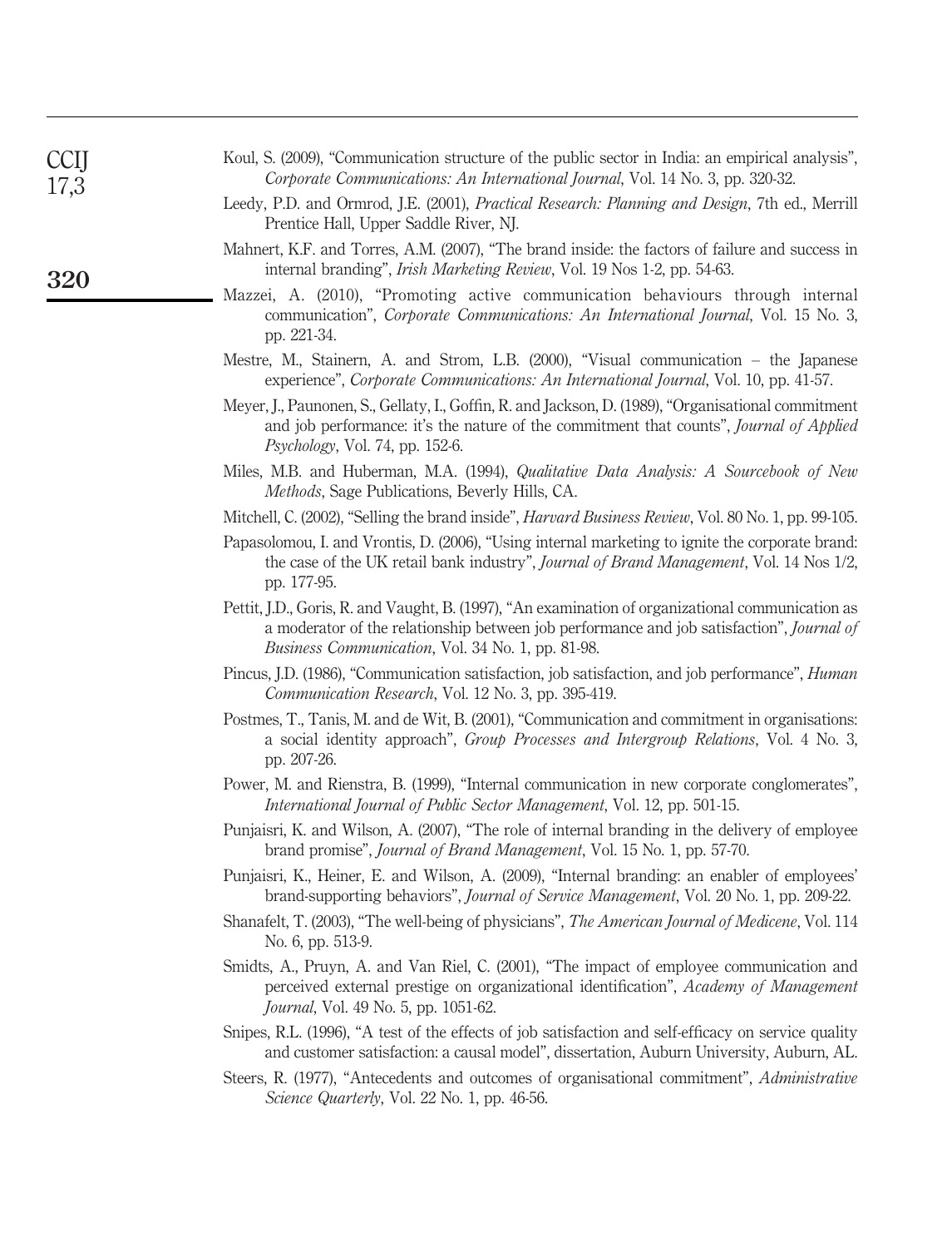Koul, S. (2009), "Communication structure of the public sector in India: an empirical analysis", *Corporate Communications: An International Journal*, Vol. 14 No. 3, pp. 320-32.

Leedy, P.D. and Ormrod, J.E. (2001), *Practical Research: Planning and Design*, 7th ed., Merrill Prentice Hall, Upper Saddle River, NJ.

Mahnert, K.F. and Torres, A.M. (2007), "The brand inside: the factors of failure and success in internal branding", *Irish Marketing Review*, Vol. 19 Nos 1-2, pp. 54-63.

Mazzei, A. (2010), "Promoting active communication behaviours through internal communication", *Corporate Communications: An International Journal*, Vol. 15 No. 3, pp. 221-34.

Mestre, M., Stainern, A. and Strom, L.B. (2000), "Visual communication – the Japanese experience", *Corporate Communications: An International Journal*, Vol. 10, pp. 41-57.

Meyer, J., Paunonen, S., Gellaty, I., Goffin, R. and Jackson, D. (1989), "Organisational commitment and job performance: it's the nature of the commitment that counts", *Journal of Applied Psychology*, Vol. 74, pp. 152-6.

Miles, M.B. and Huberman, M.A. (1994), *Qualitative Data Analysis: A Sourcebook of New Methods*, Sage Publications, Beverly Hills, CA.

Mitchell, C. (2002), "Selling the brand inside", *Harvard Business Review*, Vol. 80 No. 1, pp. 99-105.

Papasolomou, I. and Vrontis, D. (2006), "Using internal marketing to ignite the corporate brand: the case of the UK retail bank industry", *Journal of Brand Management*, Vol. 14 Nos 1/2, pp. 177-95.

Pettit, J.D., Goris, R. and Vaught, B. (1997), "An examination of organizational communication as a moderator of the relationship between job performance and job satisfaction", *Journal of Business Communication*, Vol. 34 No. 1, pp. 81-98.

Pincus, J.D. (1986), "Communication satisfaction, job satisfaction, and job performance", *Human Communication Research*, Vol. 12 No. 3, pp. 395-419.

Postmes, T., Tanis, M. and de Wit, B. (2001), "Communication and commitment in organisations: a social identity approach", *Group Processes and Intergroup Relations*, Vol. 4 No. 3, pp. 207-26.

Power, M. and Rienstra, B. (1999), "Internal communication in new corporate conglomerates", *International Journal of Public Sector Management*, Vol. 12, pp. 501-15.

Punjaisri, K. and Wilson, A. (2007), "The role of internal branding in the delivery of employee brand promise", *Journal of Brand Management*, Vol. 15 No. 1, pp. 57-70.

Punjaisri, K., Heiner, E. and Wilson, A. (2009), "Internal branding: an enabler of employees' brand-supporting behaviors", *Journal of Service Management*, Vol. 20 No. 1, pp. 209-22.

Shanafelt, T. (2003), "The well-being of physicians", *The American Journal of Medicene*, Vol. 114 No. 6, pp. 513-9.

Smidts, A., Pruyn, A. and Van Riel, C. (2001), "The impact of employee communication and perceived external prestige on organizational identification", *Academy of Management Journal*, Vol. 49 No. 5, pp. 1051-62.

Snipes, R.L. (1996), "A test of the effects of job satisfaction and self-efficacy on service quality and customer satisfaction: a causal model", dissertation, Auburn University, Auburn, AL.

Steers, R. (1977), "Antecedents and outcomes of organisational commitment", *Administrative Science Quarterly*, Vol. 22 No. 1, pp. 46-56.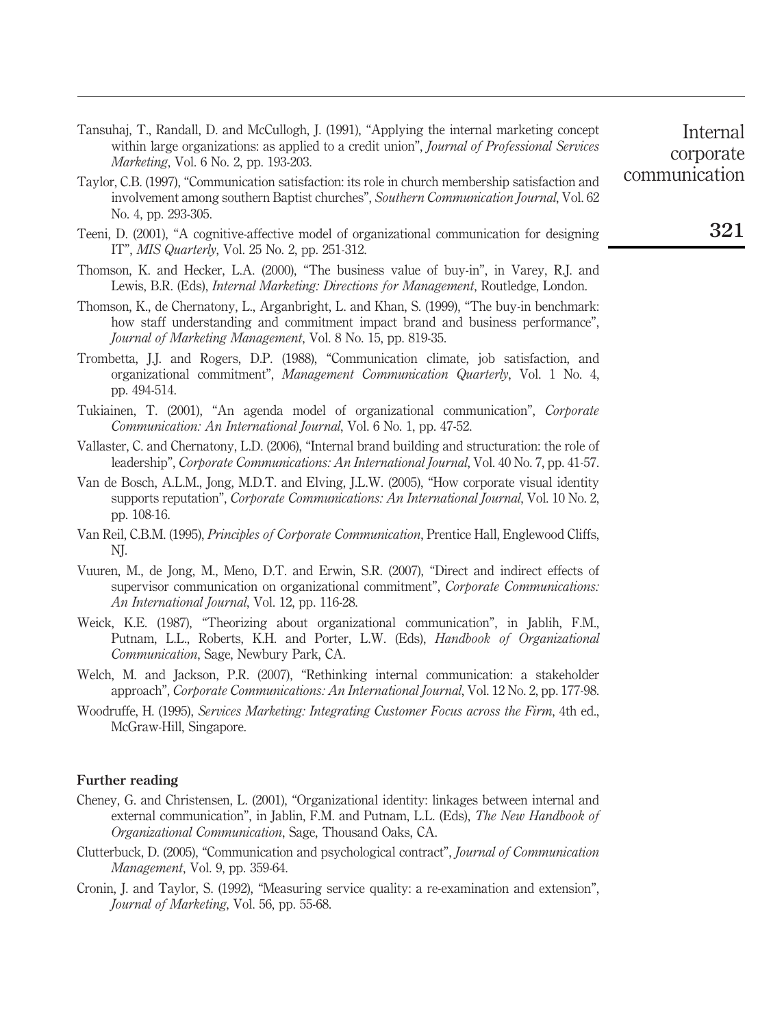Tansuhaj, T., Randall, D. and McCullogh, J. (1991), "Applying the internal marketing concept within large organizations: as applied to a credit union", *Journal of Professional Services Marketing*, Vol. 6 No. 2, pp. 193-203.

Taylor, C.B. (1997), "Communication satisfaction: its role in church membership satisfaction and involvement among southern Baptist churches", *Southern Communication Journal*, Vol. 62 No. 4, pp. 293-305.

Teeni, D. (2001), "A cognitive-affective model of organizational communication for designing IT", *MIS Quarterly*, Vol. 25 No. 2, pp. 251-312.

Thomson, K. and Hecker, L.A. (2000), "The business value of buy-in", in Varey, R.J. and Lewis, B.R. (Eds), *Internal Marketing: Directions for Management*, Routledge, London.

Thomson, K., de Chernatony, L., Arganbright, L. and Khan, S. (1999), "The buy-in benchmark: how staff understanding and commitment impact brand and business performance", *Journal of Marketing Management*, Vol. 8 No. 15, pp. 819-35.

Trombetta, J.J. and Rogers, D.P. (1988), "Communication climate, job satisfaction, and organizational commitment", *Management Communication Quarterly*, Vol. 1 No. 4, pp. 494-514.

Tukiainen, T. (2001), "An agenda model of organizational communication", *Corporate Communication: An International Journal*, Vol. 6 No. 1, pp. 47-52.

Vallaster, C. and Chernatony, L.D. (2006), "Internal brand building and structuration: the role of leadership", *Corporate Communications: An International Journal*, Vol. 40 No. 7, pp. 41-57.

Van de Bosch, A.L.M., Jong, M.D.T. and Elving, J.L.W. (2005), "How corporate visual identity supports reputation", *Corporate Communications: An International Journal*, Vol. 10 No. 2, pp. 108-16.

Van Reil, C.B.M. (1995), *Principles of Corporate Communication*, Prentice Hall, Englewood Cliffs, NJ.

Vuuren, M., de Jong, M., Meno, D.T. and Erwin, S.R. (2007), "Direct and indirect effects of supervisor communication on organizational commitment", *Corporate Communications: An International Journal*, Vol. 12, pp. 116-28.

Weick, K.E. (1987), "Theorizing about organizational communication", in Jablih, F.M., Putnam, L.L., Roberts, K.H. and Porter, L.W. (Eds), *Handbook of Organizational Communication*, Sage, Newbury Park, CA.

Welch, M. and Jackson, P.R. (2007), "Rethinking internal communication: a stakeholder approach", *Corporate Communications: An International Journal*, Vol. 12 No. 2, pp. 177-98.

Woodruffe, H. (1995), *Services Marketing: Integrating Customer Focus across the Firm*, 4th ed., McGraw-Hill, Singapore.

### Further reading

Cheney, G. and Christensen, L. (2001), "Organizational identity: linkages between internal and external communication", in Jablin, F.M. and Putnam, L.L. (Eds), *The New Handbook of Organizational Communication*, Sage, Thousand Oaks, CA.

Clutterbuck, D. (2005), "Communication and psychological contract", *Journal of Communication Management*, Vol. 9, pp. 359-64.

Cronin, J. and Taylor, S. (1992), "Measuring service quality: a re-examination and extension", *Journal of Marketing*, Vol. 56, pp. 55-68.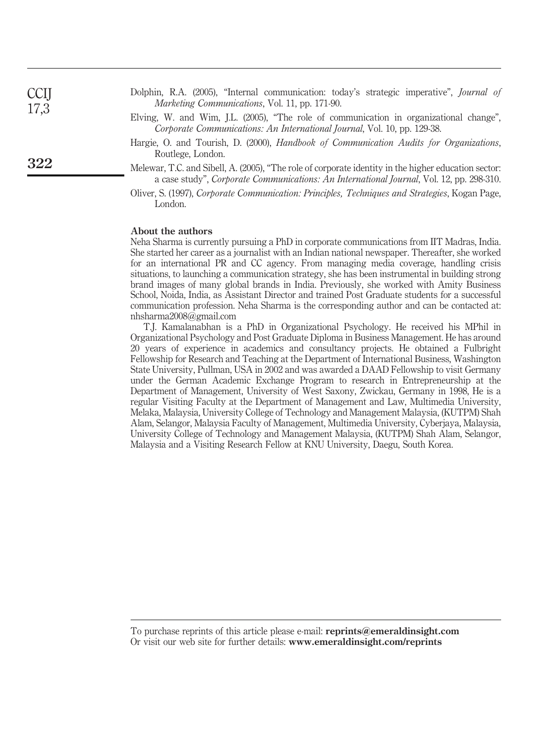Dolphin, R.A. (2005), "Internal communication: today's strategic imperative", *Journal of Marketing Communications*, Vol. 11, pp. 171-90.

Elving, W. and Wim, J.L. (2005), "The role of communication in organizational change", *Corporate Communications: An International Journal*, Vol. 10, pp. 129-38.

Hargie, O. and Tourish, D. (2000), *Handbook of Communication Audits for Organizations*, Routlege, London.

Melewar, T.C. and Sibell, A. (2005), "The role of corporate identity in the higher education sector: a case study", *Corporate Communications: An International Journal*, Vol. 12, pp. 298-310.

Oliver, S. (1997), *Corporate Communication: Principles, Techniques and Strategies*, Kogan Page, London.

**About the authors**

Neha Sharma is currently pursuing a PhD in corporate communications from IIT Madras, India. She started her career as a journalist with an Indian national newspaper. Thereafter, she worked for an international PR and CC agency. From managing media coverage, handling crisis situations, to launching a communication strategy, she has been instrumental in building strong brand images of many global brands in India. Previously, she worked with Amity Business School, Noida, India, as Assistant Director and trained Post Graduate students for a successful communication profession. Neha Sharma is the corresponding author and can be contacted at: nhsharma2008@gmail.com

T.J. Kamalanabhan is a PhD in Organizational Psychology. He received his MPhil in Organizational Psychology and Post Graduate Diploma in Business Management. He has around 20 years of experience in academics and consultancy projects. He obtained a Fulbright Fellowship for Research and Teaching at the Department of International Business, Washington State University, Pullman, USA in 2002 and was awarded a DAAD Fellowship to visit Germany under the German Academic Exchange Program to research in Entrepreneurship at the Department of Management, University of West Saxony, Zwickau, Germany in 1998, He is a regular Visiting Faculty at the Department of Management and Law, Multimedia University, Melaka, Malaysia, University College of Technology and Management Malaysia, (KUTPM) Shah Alam, Selangor, Malaysia Faculty of Management, Multimedia University, Cyberjaya, Malaysia, University College of Technology and Management Malaysia, (KUTPM) Shah Alam, Selangor, Malaysia and a Visiting Research Fellow at KNU University, Daegu, South Korea.

To purchase reprints of this article please e-mail: **reprints@emeraldinsight.com**
Or visit our web site for further details: **www.emeraldinsight.com/reprints**